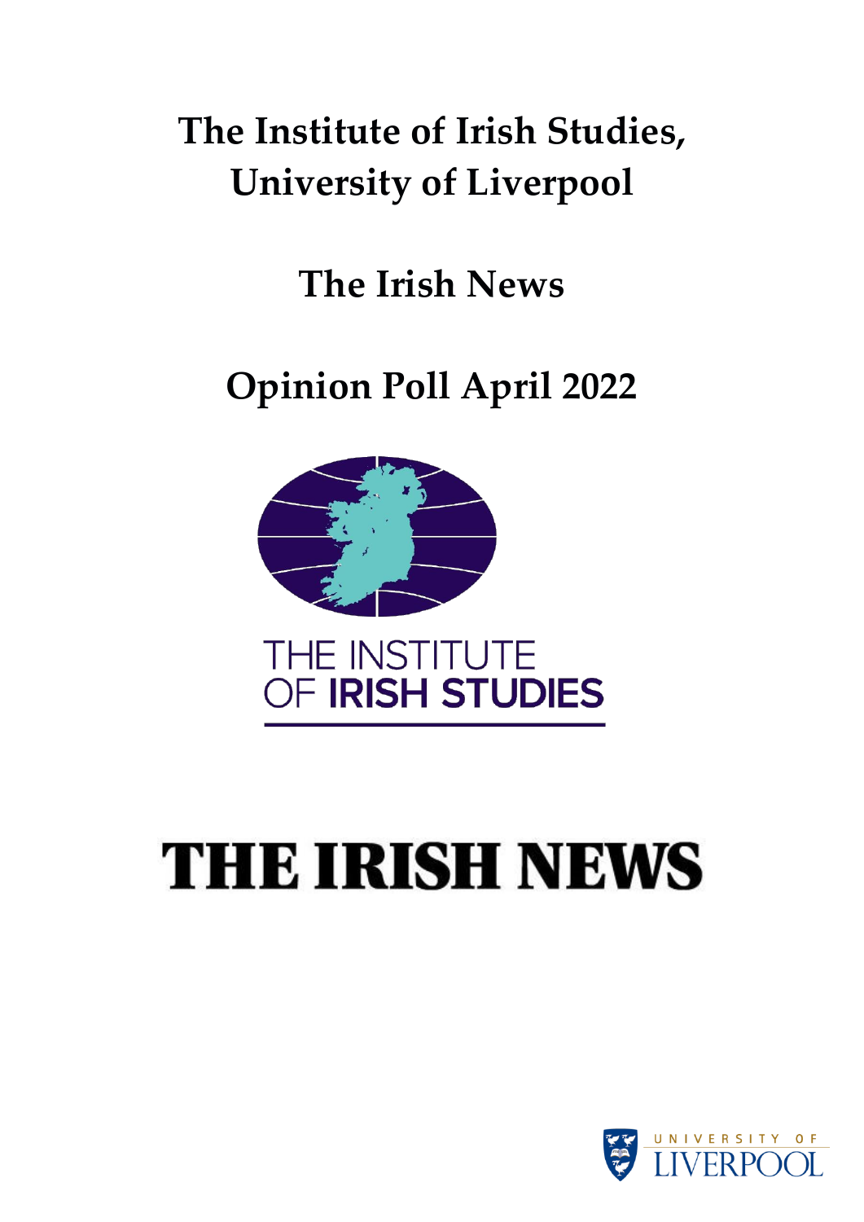# The Institute of Irish Studies, University of Liverpool

# The Irish News

# Opinion Poll April 2022

THE INSTITUTE OF IRISH STUDIES

THE IRISH NEWS

UNIVERSITY OF LIVERPOOL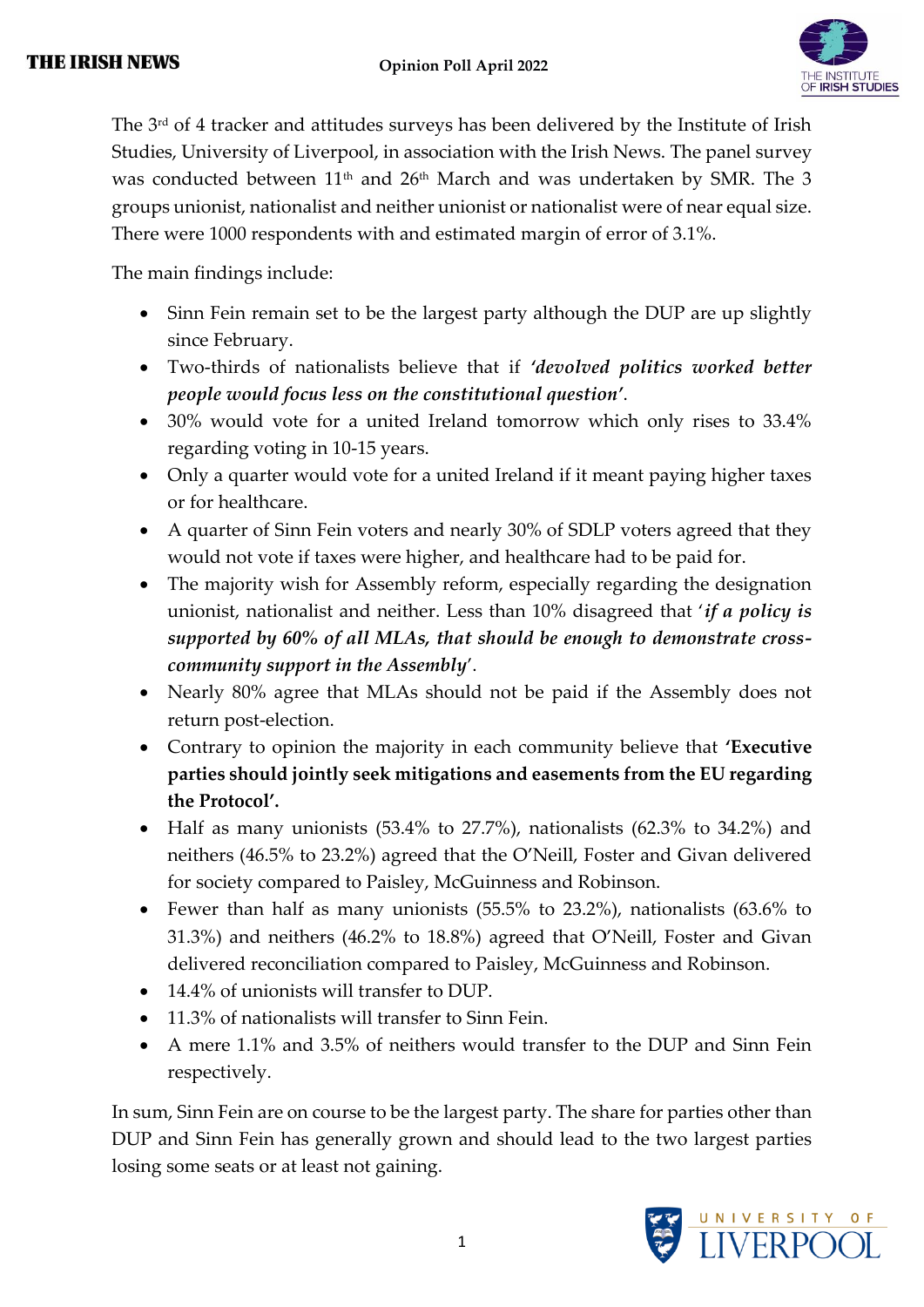The 3rd of 4 tracker and attitudes surveys has been delivered by the Institute of Irish Studies, University of Liverpool, in association with the Irish News. The panel survey was conducted between 11th and 26th March and was undertaken by SMR. The 3 groups unionist, nationalist and neither unionist or nationalist were of near equal size. There were 1000 respondents with and estimated margin of error of 3.1%.

The main findings include:

- Sinn Fein remain set to be the largest party although the DUP are up slightly since February.
- Two-thirds of nationalists believe that if ***'devolved politics worked better people would focus less on the constitutional question'***.
- 30% would vote for a united Ireland tomorrow which only rises to 33.4% regarding voting in 10-15 years.
- Only a quarter would vote for a united Ireland if it meant paying higher taxes or for healthcare.
- A quarter of Sinn Fein voters and nearly 30% of SDLP voters agreed that they would not vote if taxes were higher, and healthcare had to be paid for.
- The majority wish for Assembly reform, especially regarding the designation unionist, nationalist and neither. Less than 10% disagreed that '***if a policy is supported by 60% of all MLAs, that should be enough to demonstrate cross-community support in the Assembly***'.
- Nearly 80% agree that MLAs should not be paid if the Assembly does not return post-election.
- Contrary to opinion the majority in each community believe that **'Executive parties should jointly seek mitigations and easements from the EU regarding the Protocol'.**
- Half as many unionists (53.4% to 27.7%), nationalists (62.3% to 34.2%) and neithers (46.5% to 23.2%) agreed that the O'Neill, Foster and Givan delivered for society compared to Paisley, McGuinness and Robinson.
- Fewer than half as many unionists (55.5% to 23.2%), nationalists (63.6% to 31.3%) and neithers (46.2% to 18.8%) agreed that O'Neill, Foster and Givan delivered reconciliation compared to Paisley, McGuinness and Robinson.
- 14.4% of unionists will transfer to DUP.
- 11.3% of nationalists will transfer to Sinn Fein.
- A mere 1.1% and 3.5% of neithers would transfer to the DUP and Sinn Fein respectively.

In sum, Sinn Fein are on course to be the largest party. The share for parties other than DUP and Sinn Fein has generally grown and should lead to the two largest parties losing some seats or at least not gaining.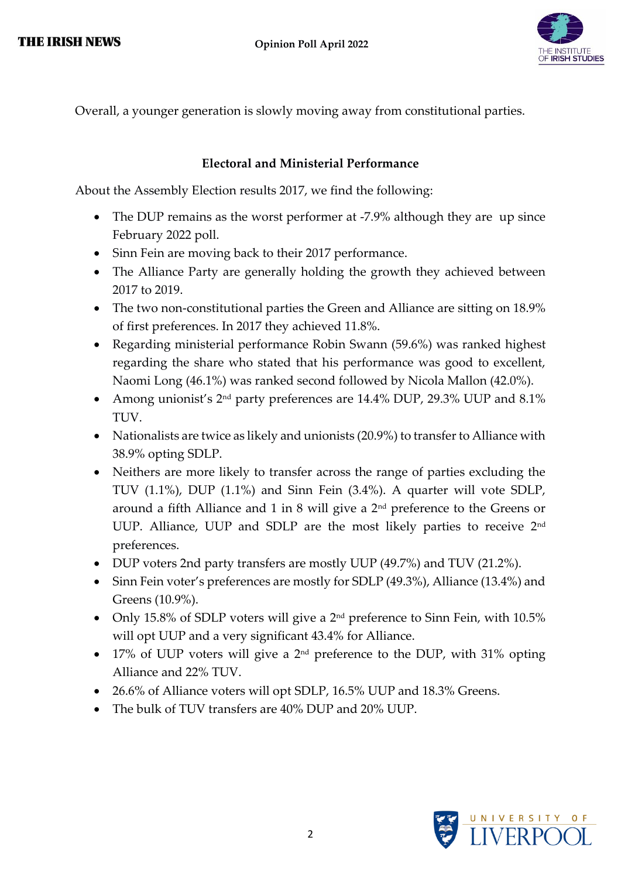Overall, a younger generation is slowly moving away from constitutional parties.

## Electoral and Ministerial Performance

About the Assembly Election results 2017, we find the following:

- The DUP remains as the worst performer at -7.9% although they are up since February 2022 poll.
- Sinn Fein are moving back to their 2017 performance.
- The Alliance Party are generally holding the growth they achieved between 2017 to 2019.
- The two non-constitutional parties the Green and Alliance are sitting on 18.9% of first preferences. In 2017 they achieved 11.8%.
- Regarding ministerial performance Robin Swann (59.6%) was ranked highest regarding the share who stated that his performance was good to excellent, Naomi Long (46.1%) was ranked second followed by Nicola Mallon (42.0%).
- Among unionist's 2nd party preferences are 14.4% DUP, 29.3% UUP and 8.1% TUV.
- Nationalists are twice as likely and unionists (20.9%) to transfer to Alliance with 38.9% opting SDLP.
- Neithers are more likely to transfer across the range of parties excluding the TUV (1.1%), DUP (1.1%) and Sinn Fein (3.4%). A quarter will vote SDLP, around a fifth Alliance and 1 in 8 will give a 2nd preference to the Greens or UUP. Alliance, UUP and SDLP are the most likely parties to receive 2nd preferences.
- DUP voters 2nd party transfers are mostly UUP (49.7%) and TUV (21.2%).
- Sinn Fein voter's preferences are mostly for SDLP (49.3%), Alliance (13.4%) and Greens (10.9%).
- Only 15.8% of SDLP voters will give a 2nd preference to Sinn Fein, with 10.5% will opt UUP and a very significant 43.4% for Alliance.
- 17% of UUP voters will give a 2nd preference to the DUP, with 31% opting Alliance and 22% TUV.
- 26.6% of Alliance voters will opt SDLP, 16.5% UUP and 18.3% Greens.
- The bulk of TUV transfers are 40% DUP and 20% UUP.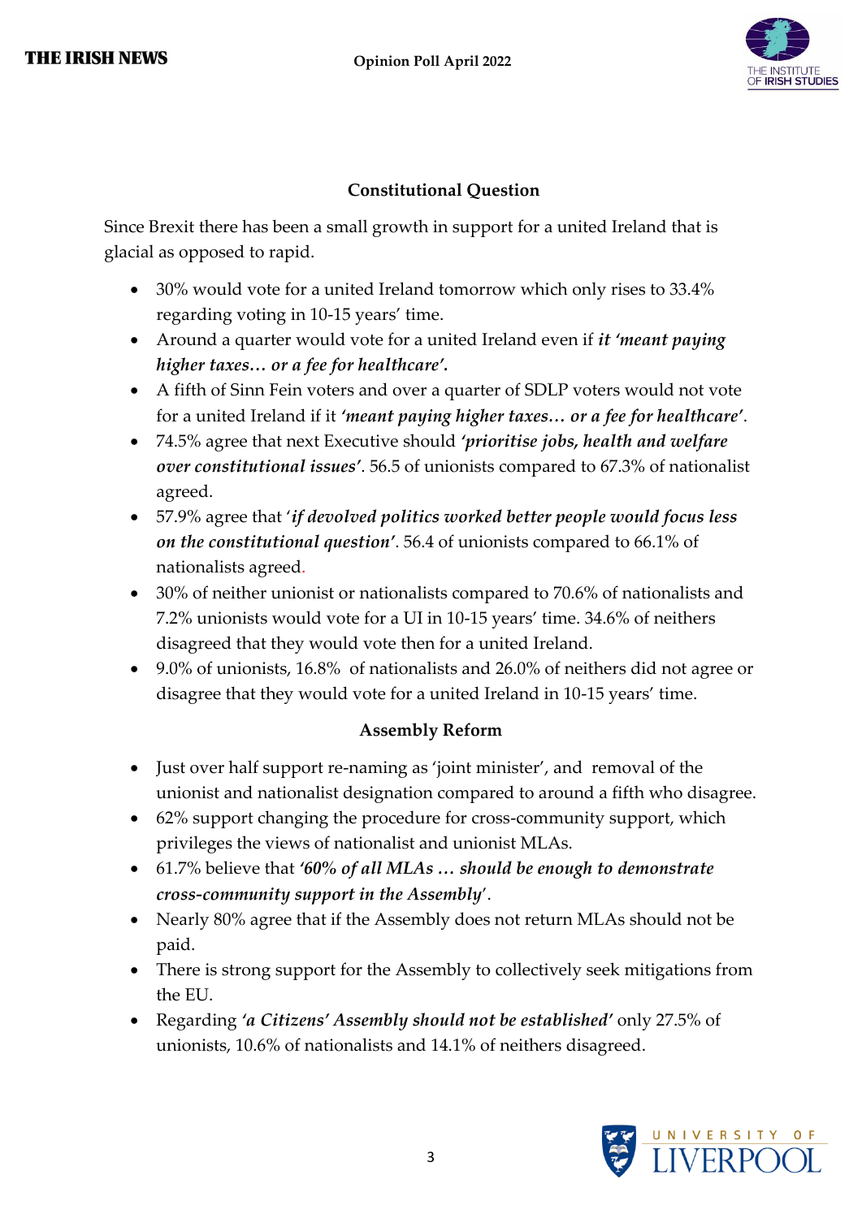## Constitutional Question

Since Brexit there has been a small growth in support for a united Ireland that is glacial as opposed to rapid.

- 30% would vote for a united Ireland tomorrow which only rises to 33.4% regarding voting in 10-15 years' time.
- Around a quarter would vote for a united Ireland even if ***it 'meant paying higher taxes… or a fee for healthcare'.***
- A fifth of Sinn Fein voters and over a quarter of SDLP voters would not vote for a united Ireland if it ***'meant paying higher taxes… or a fee for healthcare'***.
- 74.5% agree that next Executive should ***'prioritise jobs, health and welfare over constitutional issues'***. 56.5 of unionists compared to 67.3% of nationalist agreed.
- 57.9% agree that '***if devolved politics worked better people would focus less on the constitutional question'***. 56.4 of unionists compared to 66.1% of nationalists agreed.
- 30% of neither unionist or nationalists compared to 70.6% of nationalists and 7.2% unionists would vote for a UI in 10-15 years' time. 34.6% of neithers disagreed that they would vote then for a united Ireland.
- 9.0% of unionists, 16.8% of nationalists and 26.0% of neithers did not agree or disagree that they would vote for a united Ireland in 10-15 years' time.

## Assembly Reform

- Just over half support re-naming as 'joint minister', and removal of the unionist and nationalist designation compared to around a fifth who disagree.
- 62% support changing the procedure for cross-community support, which privileges the views of nationalist and unionist MLAs.
- 61.7% believe that ***'60% of all MLAs … should be enough to demonstrate cross-community support in the Assembly***'.
- Nearly 80% agree that if the Assembly does not return MLAs should not be paid.
- There is strong support for the Assembly to collectively seek mitigations from the EU.
- Regarding ***'a Citizens' Assembly should not be established'*** only 27.5% of unionists, 10.6% of nationalists and 14.1% of neithers disagreed.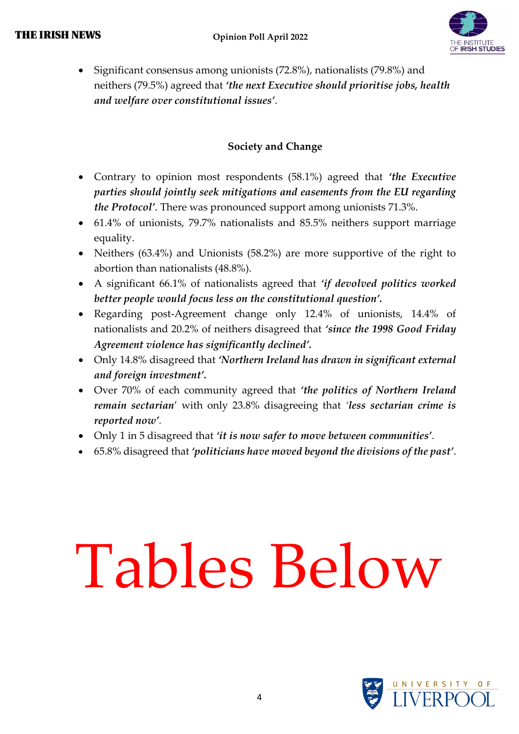- Significant consensus among unionists (72.8%), nationalists (79.8%) and neithers (79.5%) agreed that ***'the next Executive should prioritise jobs, health and welfare over constitutional issues'***.

## Society and Change

- Contrary to opinion most respondents (58.1%) agreed that ***'the Executive parties should jointly seek mitigations and easements from the EU regarding the Protocol'***. There was pronounced support among unionists 71.3%.
- 61.4% of unionists, 79.7% nationalists and 85.5% neithers support marriage equality.
- Neithers (63.4%) and Unionists (58.2%) are more supportive of the right to abortion than nationalists (48.8%).
- A significant 66.1% of nationalists agreed that ***'if devolved politics worked better people would focus less on the constitutional question'.***
- Regarding post-Agreement change only 12.4% of unionists, 14.4% of nationalists and 20.2% of neithers disagreed that ***'since the 1998 Good Friday Agreement violence has significantly declined'.***
- Only 14.8% disagreed that ***'Northern Ireland has drawn in significant external and foreign investment'.***
- Over 70% of each community agreed that ***'the politics of Northern Ireland remain sectarian'*** with only 23.8% disagreeing that ***'less sectarian crime is reported now'.***
- Only 1 in 5 disagreed that ***'it is now safer to move between communities'***.
- 65.8% disagreed that ***'politicians have moved beyond the divisions of the past'***.

# Tables Below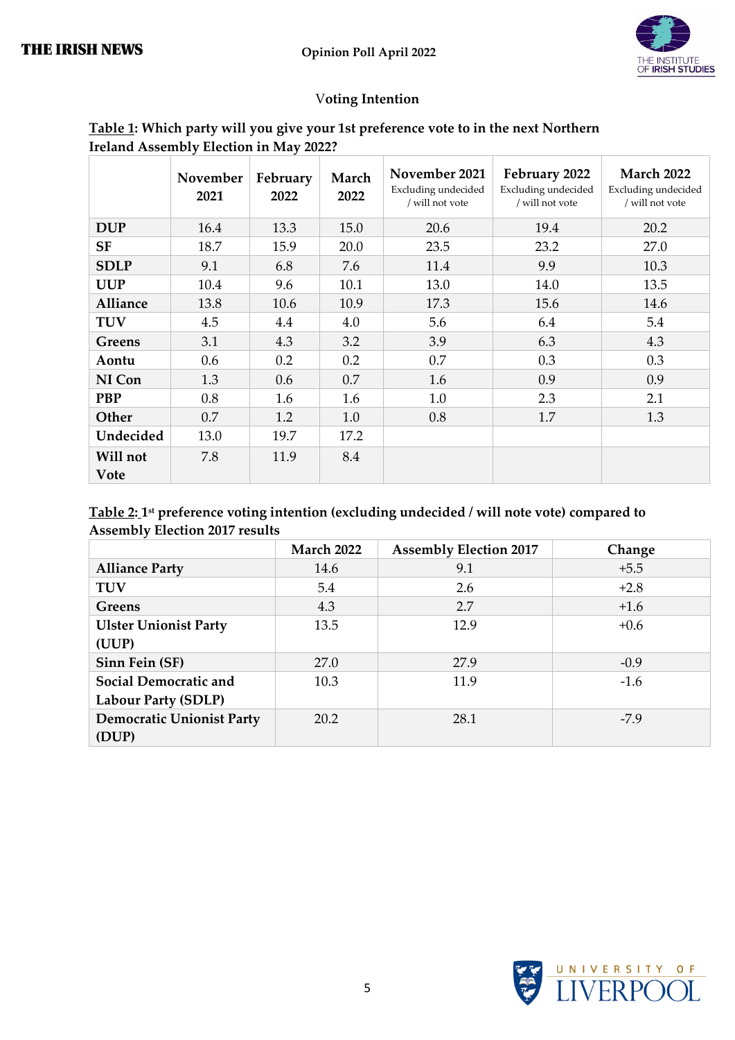## Voting Intention

**Table 1: Which party will you give your 1st preference vote to in the next Northern Ireland Assembly Election in May 2022?**

| | November 2021 | February 2022 | March 2022 | November 2021 Excluding undecided / will not vote | February 2022 Excluding undecided / will not vote | March 2022 Excluding undecided / will not vote |
|---|---|---|---|---|---|---|
| **DUP** | 16.4 | 13.3 | 15.0 | 20.6 | 19.4 | 20.2 |
| **SF** | 18.7 | 15.9 | 20.0 | 23.5 | 23.2 | 27.0 |
| **SDLP** | 9.1 | 6.8 | 7.6 | 11.4 | 9.9 | 10.3 |
| **UUP** | 10.4 | 9.6 | 10.1 | 13.0 | 14.0 | 13.5 |
| **Alliance** | 13.8 | 10.6 | 10.9 | 17.3 | 15.6 | 14.6 |
| **TUV** | 4.5 | 4.4 | 4.0 | 5.6 | 6.4 | 5.4 |
| **Greens** | 3.1 | 4.3 | 3.2 | 3.9 | 6.3 | 4.3 |
| **Aontu** | 0.6 | 0.2 | 0.2 | 0.7 | 0.3 | 0.3 |
| **NI Con** | 1.3 | 0.6 | 0.7 | 1.6 | 0.9 | 0.9 |
| **PBP** | 0.8 | 1.6 | 1.6 | 1.0 | 2.3 | 2.1 |
| **Other** | 0.7 | 1.2 | 1.0 | 0.8 | 1.7 | 1.3 |
| **Undecided** | 13.0 | 19.7 | 17.2 | | | |
| **Will not Vote** | 7.8 | 11.9 | 8.4 | | | |

**Table 2: 1st preference voting intention (excluding undecided / will note vote) compared to Assembly Election 2017 results**

| | March 2022 | Assembly Election 2017 | Change |
|---|---|---|---|
| **Alliance Party** | 14.6 | 9.1 | +5.5 |
| **TUV** | 5.4 | 2.6 | +2.8 |
| **Greens** | 4.3 | 2.7 | +1.6 |
| **Ulster Unionist Party (UUP)** | 13.5 | 12.9 | +0.6 |
| **Sinn Fein (SF)** | 27.0 | 27.9 | -0.9 |
| **Social Democratic and Labour Party (SDLP)** | 10.3 | 11.9 | -1.6 |
| **Democratic Unionist Party (DUP)** | 20.2 | 28.1 | -7.9 |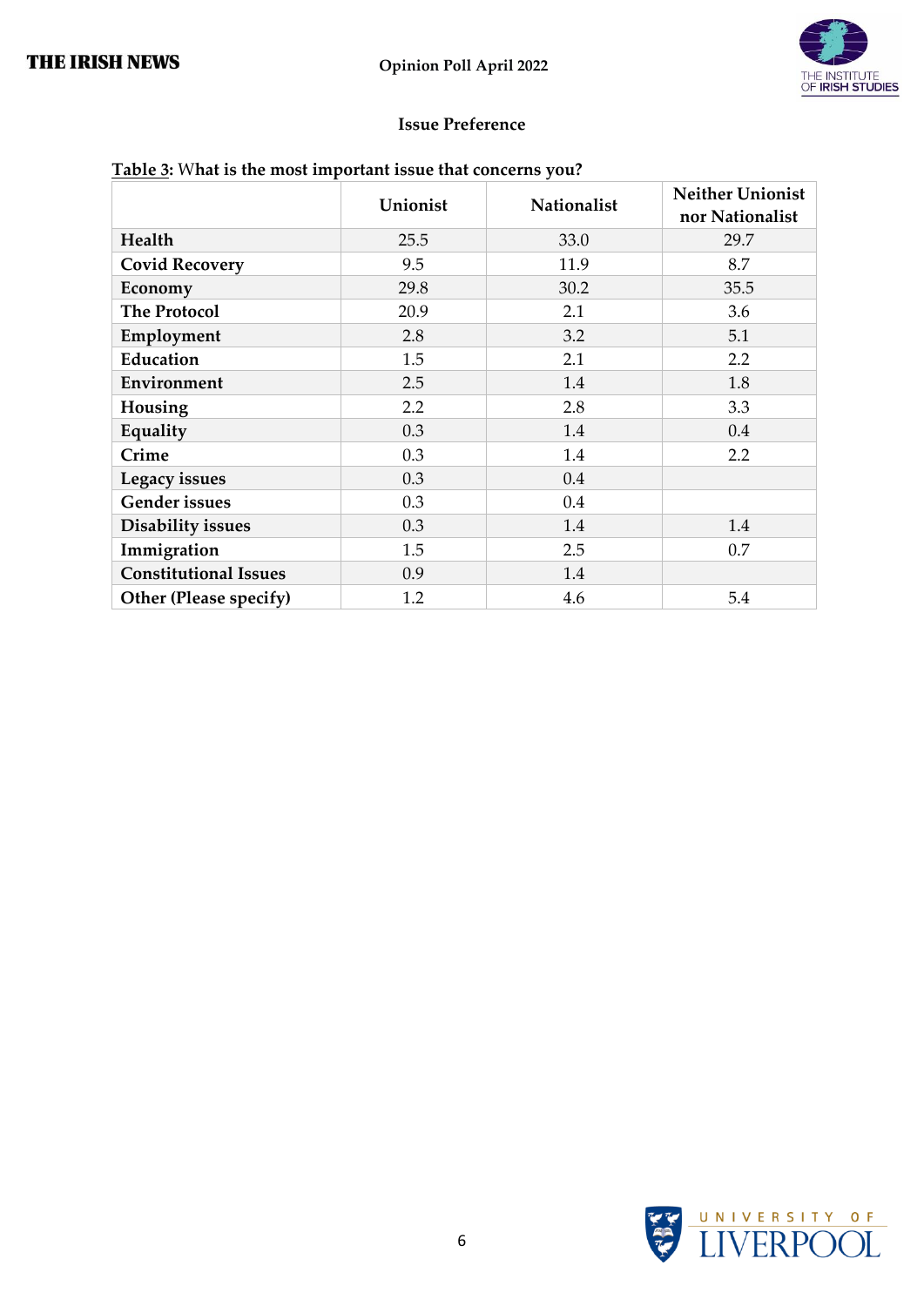## Issue Preference

**Table 3: What is the most important issue that concerns you?**

| | Unionist | Nationalist | Neither Unionist nor Nationalist |
|---|---|---|---|
| **Health** | 25.5 | 33.0 | 29.7 |
| **Covid Recovery** | 9.5 | 11.9 | 8.7 |
| **Economy** | 29.8 | 30.2 | 35.5 |
| **The Protocol** | 20.9 | 2.1 | 3.6 |
| **Employment** | 2.8 | 3.2 | 5.1 |
| **Education** | 1.5 | 2.1 | 2.2 |
| **Environment** | 2.5 | 1.4 | 1.8 |
| **Housing** | 2.2 | 2.8 | 3.3 |
| **Equality** | 0.3 | 1.4 | 0.4 |
| **Crime** | 0.3 | 1.4 | 2.2 |
| **Legacy issues** | 0.3 | 0.4 | |
| **Gender issues** | 0.3 | 0.4 | |
| **Disability issues** | 0.3 | 1.4 | 1.4 |
| **Immigration** | 1.5 | 2.5 | 0.7 |
| **Constitutional Issues** | 0.9 | 1.4 | |
| **Other (Please specify)** | 1.2 | 4.6 | 5.4 |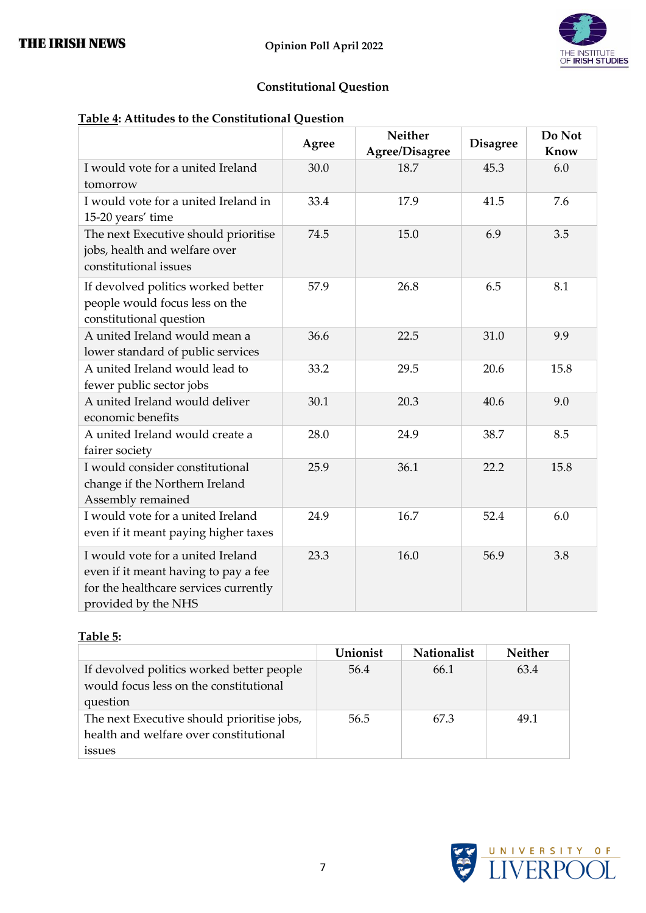## Constitutional Question

**Table 4: Attitudes to the Constitutional Question**

| | Agree | Neither Agree/Disagree | Disagree | Do Not Know |
|---|---|---|---|---|
| I would vote for a united Ireland tomorrow | 30.0 | 18.7 | 45.3 | 6.0 |
| I would vote for a united Ireland in 15-20 years' time | 33.4 | 17.9 | 41.5 | 7.6 |
| The next Executive should prioritise jobs, health and welfare over constitutional issues | 74.5 | 15.0 | 6.9 | 3.5 |
| If devolved politics worked better people would focus less on the constitutional question | 57.9 | 26.8 | 6.5 | 8.1 |
| A united Ireland would mean a lower standard of public services | 36.6 | 22.5 | 31.0 | 9.9 |
| A united Ireland would lead to fewer public sector jobs | 33.2 | 29.5 | 20.6 | 15.8 |
| A united Ireland would deliver economic benefits | 30.1 | 20.3 | 40.6 | 9.0 |
| A united Ireland would create a fairer society | 28.0 | 24.9 | 38.7 | 8.5 |
| I would consider constitutional change if the Northern Ireland Assembly remained | 25.9 | 36.1 | 22.2 | 15.8 |
| I would vote for a united Ireland even if it meant paying higher taxes | 24.9 | 16.7 | 52.4 | 6.0 |
| I would vote for a united Ireland even if it meant having to pay a fee for the healthcare services currently provided by the NHS | 23.3 | 16.0 | 56.9 | 3.8 |

**Table 5:**

| | Unionist | Nationalist | Neither |
|---|---|---|---|
| If devolved politics worked better people would focus less on the constitutional question | 56.4 | 66.1 | 63.4 |
| The next Executive should prioritise jobs, health and welfare over constitutional issues | 56.5 | 67.3 | 49.1 |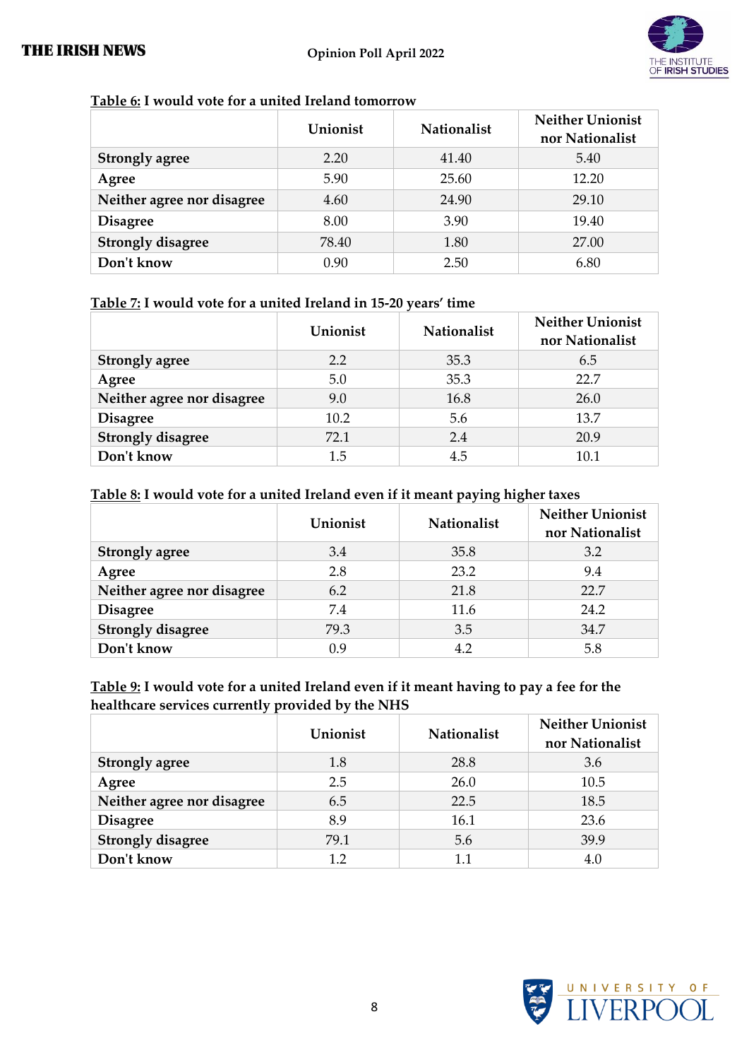**Table 6:** I would vote for a united Ireland tomorrow

| | Unionist | Nationalist | Neither Unionist nor Nationalist |
|---|---|---|---|
| **Strongly agree** | 2.20 | 41.40 | 5.40 |
| **Agree** | 5.90 | 25.60 | 12.20 |
| **Neither agree nor disagree** | 4.60 | 24.90 | 29.10 |
| **Disagree** | 8.00 | 3.90 | 19.40 |
| **Strongly disagree** | 78.40 | 1.80 | 27.00 |
| **Don't know** | 0.90 | 2.50 | 6.80 |

**Table 7:** I would vote for a united Ireland in 15-20 years' time

| | Unionist | Nationalist | Neither Unionist nor Nationalist |
|---|---|---|---|
| **Strongly agree** | 2.2 | 35.3 | 6.5 |
| **Agree** | 5.0 | 35.3 | 22.7 |
| **Neither agree nor disagree** | 9.0 | 16.8 | 26.0 |
| **Disagree** | 10.2 | 5.6 | 13.7 |
| **Strongly disagree** | 72.1 | 2.4 | 20.9 |
| **Don't know** | 1.5 | 4.5 | 10.1 |

**Table 8:** I would vote for a united Ireland even if it meant paying higher taxes

| | Unionist | Nationalist | Neither Unionist nor Nationalist |
|---|---|---|---|
| **Strongly agree** | 3.4 | 35.8 | 3.2 |
| **Agree** | 2.8 | 23.2 | 9.4 |
| **Neither agree nor disagree** | 6.2 | 21.8 | 22.7 |
| **Disagree** | 7.4 | 11.6 | 24.2 |
| **Strongly disagree** | 79.3 | 3.5 | 34.7 |
| **Don't know** | 0.9 | 4.2 | 5.8 |

**Table 9:** I would vote for a united Ireland even if it meant having to pay a fee for the healthcare services currently provided by the NHS

| | Unionist | Nationalist | Neither Unionist nor Nationalist |
|---|---|---|---|
| **Strongly agree** | 1.8 | 28.8 | 3.6 |
| **Agree** | 2.5 | 26.0 | 10.5 |
| **Neither agree nor disagree** | 6.5 | 22.5 | 18.5 |
| **Disagree** | 8.9 | 16.1 | 23.6 |
| **Strongly disagree** | 79.1 | 5.6 | 39.9 |
| **Don't know** | 1.2 | 1.1 | 4.0 |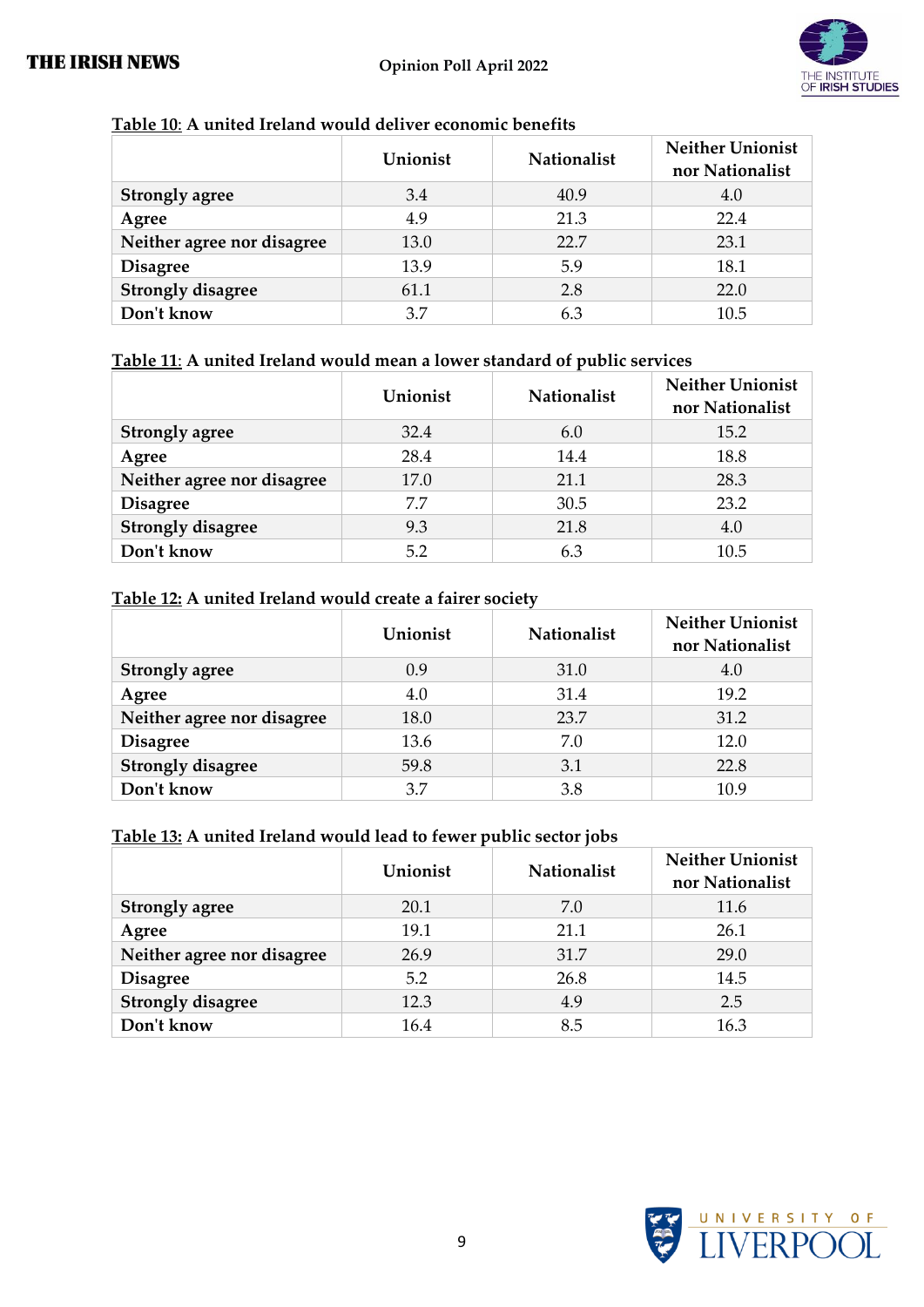**Table 10: A united Ireland would deliver economic benefits**

| | Unionist | Nationalist | Neither Unionist nor Nationalist |
|---|---|---|---|
| **Strongly agree** | 3.4 | 40.9 | 4.0 |
| **Agree** | 4.9 | 21.3 | 22.4 |
| **Neither agree nor disagree** | 13.0 | 22.7 | 23.1 |
| **Disagree** | 13.9 | 5.9 | 18.1 |
| **Strongly disagree** | 61.1 | 2.8 | 22.0 |
| **Don't know** | 3.7 | 6.3 | 10.5 |

**Table 11: A united Ireland would mean a lower standard of public services**

| | Unionist | Nationalist | Neither Unionist nor Nationalist |
|---|---|---|---|
| **Strongly agree** | 32.4 | 6.0 | 15.2 |
| **Agree** | 28.4 | 14.4 | 18.8 |
| **Neither agree nor disagree** | 17.0 | 21.1 | 28.3 |
| **Disagree** | 7.7 | 30.5 | 23.2 |
| **Strongly disagree** | 9.3 | 21.8 | 4.0 |
| **Don't know** | 5.2 | 6.3 | 10.5 |

**Table 12: A united Ireland would create a fairer society**

| | Unionist | Nationalist | Neither Unionist nor Nationalist |
|---|---|---|---|
| **Strongly agree** | 0.9 | 31.0 | 4.0 |
| **Agree** | 4.0 | 31.4 | 19.2 |
| **Neither agree nor disagree** | 18.0 | 23.7 | 31.2 |
| **Disagree** | 13.6 | 7.0 | 12.0 |
| **Strongly disagree** | 59.8 | 3.1 | 22.8 |
| **Don't know** | 3.7 | 3.8 | 10.9 |

**Table 13: A united Ireland would lead to fewer public sector jobs**

| | Unionist | Nationalist | Neither Unionist nor Nationalist |
|---|---|---|---|
| **Strongly agree** | 20.1 | 7.0 | 11.6 |
| **Agree** | 19.1 | 21.1 | 26.1 |
| **Neither agree nor disagree** | 26.9 | 31.7 | 29.0 |
| **Disagree** | 5.2 | 26.8 | 14.5 |
| **Strongly disagree** | 12.3 | 4.9 | 2.5 |
| **Don't know** | 16.4 | 8.5 | 16.3 |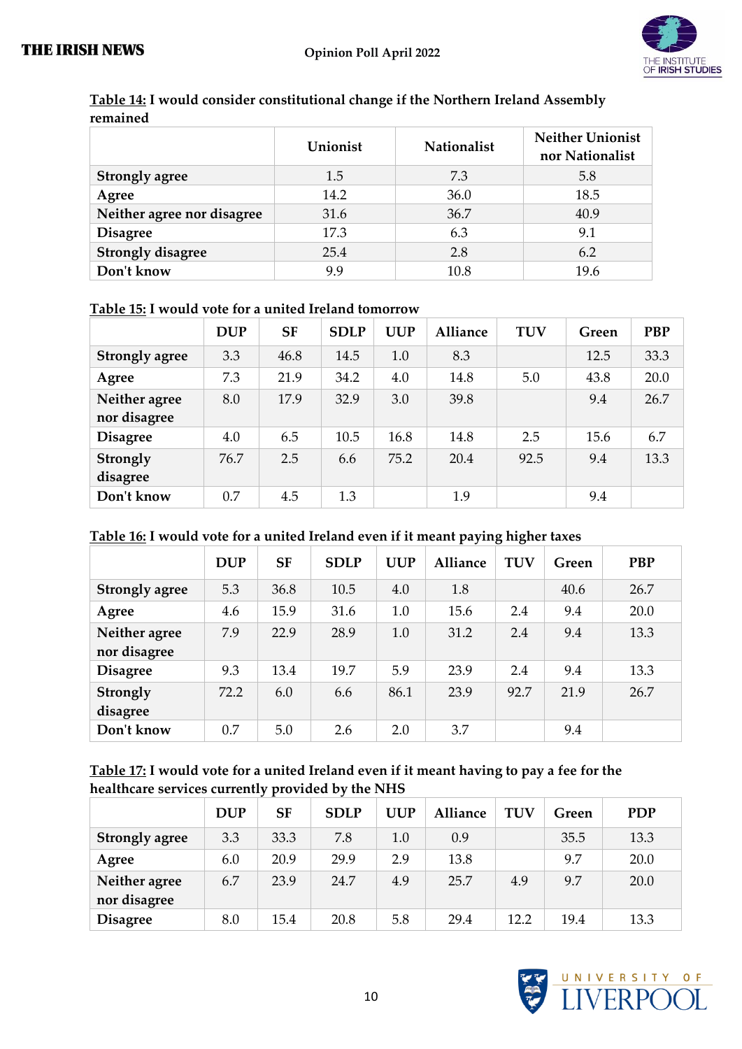**Table 14:** I would consider constitutional change if the Northern Ireland Assembly remained

| | Unionist | Nationalist | Neither Unionist nor Nationalist |
|---|---|---|---|
| Strongly agree | 1.5 | 7.3 | 5.8 |
| Agree | 14.2 | 36.0 | 18.5 |
| Neither agree nor disagree | 31.6 | 36.7 | 40.9 |
| Disagree | 17.3 | 6.3 | 9.1 |
| Strongly disagree | 25.4 | 2.8 | 6.2 |
| Don't know | 9.9 | 10.8 | 19.6 |

**Table 15:** I would vote for a united Ireland tomorrow

| | DUP | SF | SDLP | UUP | Alliance | TUV | Green | PBP |
|---|---|---|---|---|---|---|---|---|
| Strongly agree | 3.3 | 46.8 | 14.5 | 1.0 | 8.3 | | 12.5 | 33.3 |
| Agree | 7.3 | 21.9 | 34.2 | 4.0 | 14.8 | 5.0 | 43.8 | 20.0 |
| Neither agree nor disagree | 8.0 | 17.9 | 32.9 | 3.0 | 39.8 | | 9.4 | 26.7 |
| Disagree | 4.0 | 6.5 | 10.5 | 16.8 | 14.8 | 2.5 | 15.6 | 6.7 |
| Strongly disagree | 76.7 | 2.5 | 6.6 | 75.2 | 20.4 | 92.5 | 9.4 | 13.3 |
| Don't know | 0.7 | 4.5 | 1.3 | | 1.9 | | 9.4 | |

**Table 16:** I would vote for a united Ireland even if it meant paying higher taxes

| | DUP | SF | SDLP | UUP | Alliance | TUV | Green | PBP |
|---|---|---|---|---|---|---|---|---|
| Strongly agree | 5.3 | 36.8 | 10.5 | 4.0 | 1.8 | | 40.6 | 26.7 |
| Agree | 4.6 | 15.9 | 31.6 | 1.0 | 15.6 | 2.4 | 9.4 | 20.0 |
| Neither agree nor disagree | 7.9 | 22.9 | 28.9 | 1.0 | 31.2 | 2.4 | 9.4 | 13.3 |
| Disagree | 9.3 | 13.4 | 19.7 | 5.9 | 23.9 | 2.4 | 9.4 | 13.3 |
| Strongly disagree | 72.2 | 6.0 | 6.6 | 86.1 | 23.9 | 92.7 | 21.9 | 26.7 |
| Don't know | 0.7 | 5.0 | 2.6 | 2.0 | 3.7 | | 9.4 | |

**Table 17:** I would vote for a united Ireland even if it meant having to pay a fee for the healthcare services currently provided by the NHS

| | DUP | SF | SDLP | UUP | Alliance | TUV | Green | PDP |
|---|---|---|---|---|---|---|---|---|
| Strongly agree | 3.3 | 33.3 | 7.8 | 1.0 | 0.9 | | 35.5 | 13.3 |
| Agree | 6.0 | 20.9 | 29.9 | 2.9 | 13.8 | | 9.7 | 20.0 |
| Neither agree nor disagree | 6.7 | 23.9 | 24.7 | 4.9 | 25.7 | 4.9 | 9.7 | 20.0 |
| Disagree | 8.0 | 15.4 | 20.8 | 5.8 | 29.4 | 12.2 | 19.4 | 13.3 |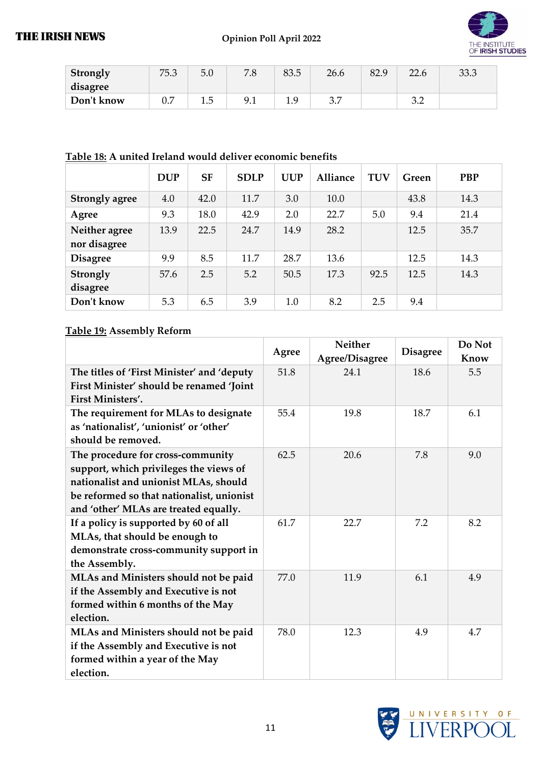| | | | | | | | | |
|---|---|---|---|---|---|---|---|---|
| Strongly disagree | 75.3 | 5.0 | 7.8 | 83.5 | 26.6 | 82.9 | 22.6 | 33.3 |
| Don't know | 0.7 | 1.5 | 9.1 | 1.9 | 3.7 | | 3.2 | |

**Table 18:** A united Ireland would deliver economic benefits

| | DUP | SF | SDLP | UUP | Alliance | TUV | Green | PBP |
|---|---|---|---|---|---|---|---|---|
| Strongly agree | 4.0 | 42.0 | 11.7 | 3.0 | 10.0 | | 43.8 | 14.3 |
| Agree | 9.3 | 18.0 | 42.9 | 2.0 | 22.7 | 5.0 | 9.4 | 21.4 |
| Neither agree nor disagree | 13.9 | 22.5 | 24.7 | 14.9 | 28.2 | | 12.5 | 35.7 |
| Disagree | 9.9 | 8.5 | 11.7 | 28.7 | 13.6 | | 12.5 | 14.3 |
| Strongly disagree | 57.6 | 2.5 | 5.2 | 50.5 | 17.3 | 92.5 | 12.5 | 14.3 |
| Don't know | 5.3 | 6.5 | 3.9 | 1.0 | 8.2 | 2.5 | 9.4 | |

**Table 19:** Assembly Reform

| | Agree | Neither Agree/Disagree | Disagree | Do Not Know |
|---|---|---|---|---|
| The titles of 'First Minister' and 'deputy First Minister' should be renamed 'Joint First Ministers'. | 51.8 | 24.1 | 18.6 | 5.5 |
| The requirement for MLAs to designate as 'nationalist', 'unionist' or 'other' should be removed. | 55.4 | 19.8 | 18.7 | 6.1 |
| The procedure for cross-community support, which privileges the views of nationalist and unionist MLAs, should be reformed so that nationalist, unionist and 'other' MLAs are treated equally. | 62.5 | 20.6 | 7.8 | 9.0 |
| If a policy is supported by 60 of all MLAs, that should be enough to demonstrate cross-community support in the Assembly. | 61.7 | 22.7 | 7.2 | 8.2 |
| MLAs and Ministers should not be paid if the Assembly and Executive is not formed within 6 months of the May election. | 77.0 | 11.9 | 6.1 | 4.9 |
| MLAs and Ministers should not be paid if the Assembly and Executive is not formed within a year of the May election. | 78.0 | 12.3 | 4.9 | 4.7 |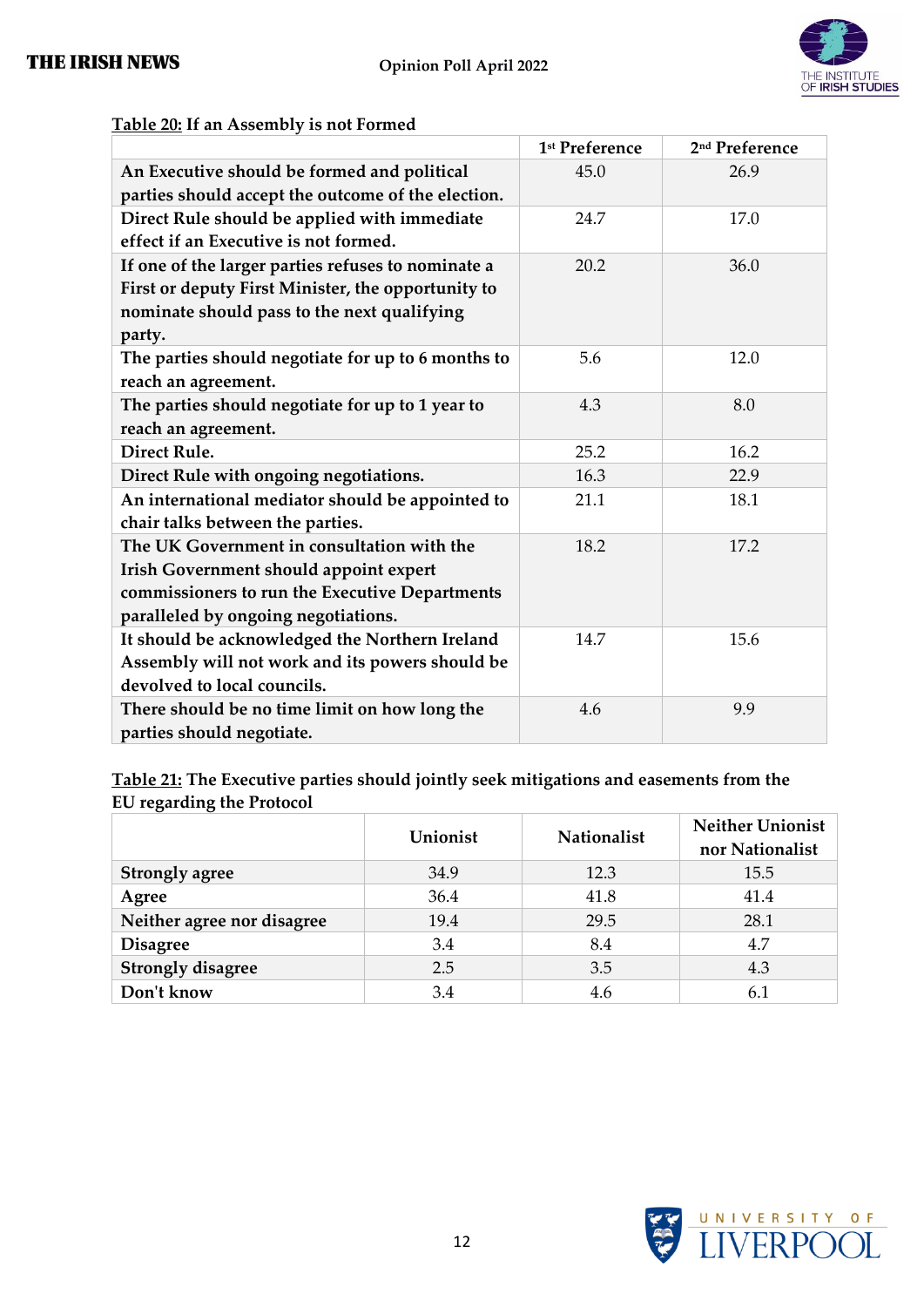**Table 20:** If an Assembly is not Formed

| | 1st Preference | 2nd Preference |
|---|---|---|
| An Executive should be formed and political parties should accept the outcome of the election. | 45.0 | 26.9 |
| Direct Rule should be applied with immediate effect if an Executive is not formed. | 24.7 | 17.0 |
| If one of the larger parties refuses to nominate a First or deputy First Minister, the opportunity to nominate should pass to the next qualifying party. | 20.2 | 36.0 |
| The parties should negotiate for up to 6 months to reach an agreement. | 5.6 | 12.0 |
| The parties should negotiate for up to 1 year to reach an agreement. | 4.3 | 8.0 |
| Direct Rule. | 25.2 | 16.2 |
| Direct Rule with ongoing negotiations. | 16.3 | 22.9 |
| An international mediator should be appointed to chair talks between the parties. | 21.1 | 18.1 |
| The UK Government in consultation with the Irish Government should appoint expert commissioners to run the Executive Departments paralleled by ongoing negotiations. | 18.2 | 17.2 |
| It should be acknowledged the Northern Ireland Assembly will not work and its powers should be devolved to local councils. | 14.7 | 15.6 |
| There should be no time limit on how long the parties should negotiate. | 4.6 | 9.9 |

**Table 21:** The Executive parties should jointly seek mitigations and easements from the EU regarding the Protocol

| | Unionist | Nationalist | Neither Unionist nor Nationalist |
|---|---|---|---|
| Strongly agree | 34.9 | 12.3 | 15.5 |
| Agree | 36.4 | 41.8 | 41.4 |
| Neither agree nor disagree | 19.4 | 29.5 | 28.1 |
| Disagree | 3.4 | 8.4 | 4.7 |
| Strongly disagree | 2.5 | 3.5 | 4.3 |
| Don't know | 3.4 | 4.6 | 6.1 |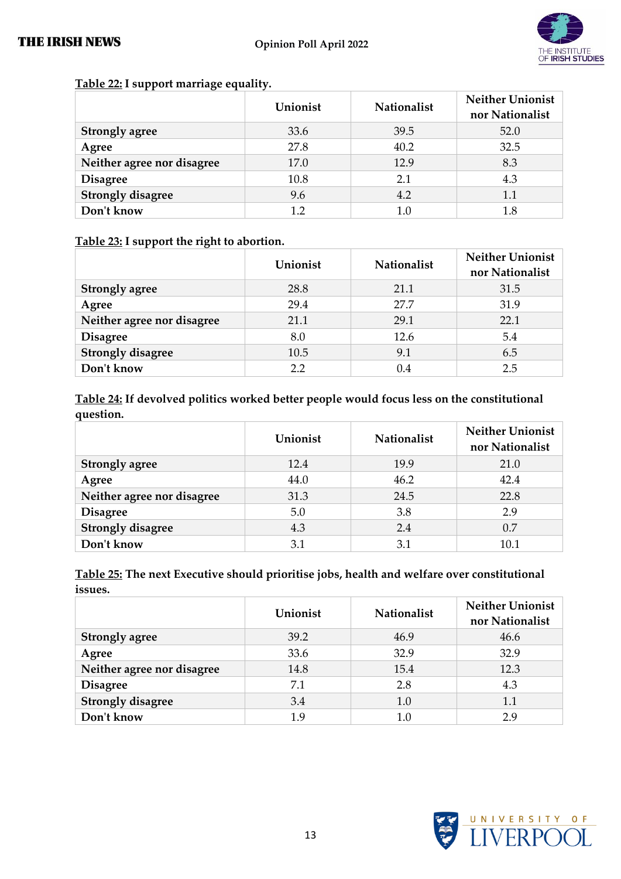**Table 22:** I support marriage equality.

| | Unionist | Nationalist | Neither Unionist nor Nationalist |
|---|---|---|---|
| **Strongly agree** | 33.6 | 39.5 | 52.0 |
| **Agree** | 27.8 | 40.2 | 32.5 |
| **Neither agree nor disagree** | 17.0 | 12.9 | 8.3 |
| **Disagree** | 10.8 | 2.1 | 4.3 |
| **Strongly disagree** | 9.6 | 4.2 | 1.1 |
| **Don't know** | 1.2 | 1.0 | 1.8 |

**Table 23:** I support the right to abortion.

| | Unionist | Nationalist | Neither Unionist nor Nationalist |
|---|---|---|---|
| **Strongly agree** | 28.8 | 21.1 | 31.5 |
| **Agree** | 29.4 | 27.7 | 31.9 |
| **Neither agree nor disagree** | 21.1 | 29.1 | 22.1 |
| **Disagree** | 8.0 | 12.6 | 5.4 |
| **Strongly disagree** | 10.5 | 9.1 | 6.5 |
| **Don't know** | 2.2 | 0.4 | 2.5 |

**Table 24:** If devolved politics worked better people would focus less on the constitutional question.

| | Unionist | Nationalist | Neither Unionist nor Nationalist |
|---|---|---|---|
| **Strongly agree** | 12.4 | 19.9 | 21.0 |
| **Agree** | 44.0 | 46.2 | 42.4 |
| **Neither agree nor disagree** | 31.3 | 24.5 | 22.8 |
| **Disagree** | 5.0 | 3.8 | 2.9 |
| **Strongly disagree** | 4.3 | 2.4 | 0.7 |
| **Don't know** | 3.1 | 3.1 | 10.1 |

**Table 25:** The next Executive should prioritise jobs, health and welfare over constitutional issues.

| | Unionist | Nationalist | Neither Unionist nor Nationalist |
|---|---|---|---|
| **Strongly agree** | 39.2 | 46.9 | 46.6 |
| **Agree** | 33.6 | 32.9 | 32.9 |
| **Neither agree nor disagree** | 14.8 | 15.4 | 12.3 |
| **Disagree** | 7.1 | 2.8 | 4.3 |
| **Strongly disagree** | 3.4 | 1.0 | 1.1 |
| **Don't know** | 1.9 | 1.0 | 2.9 |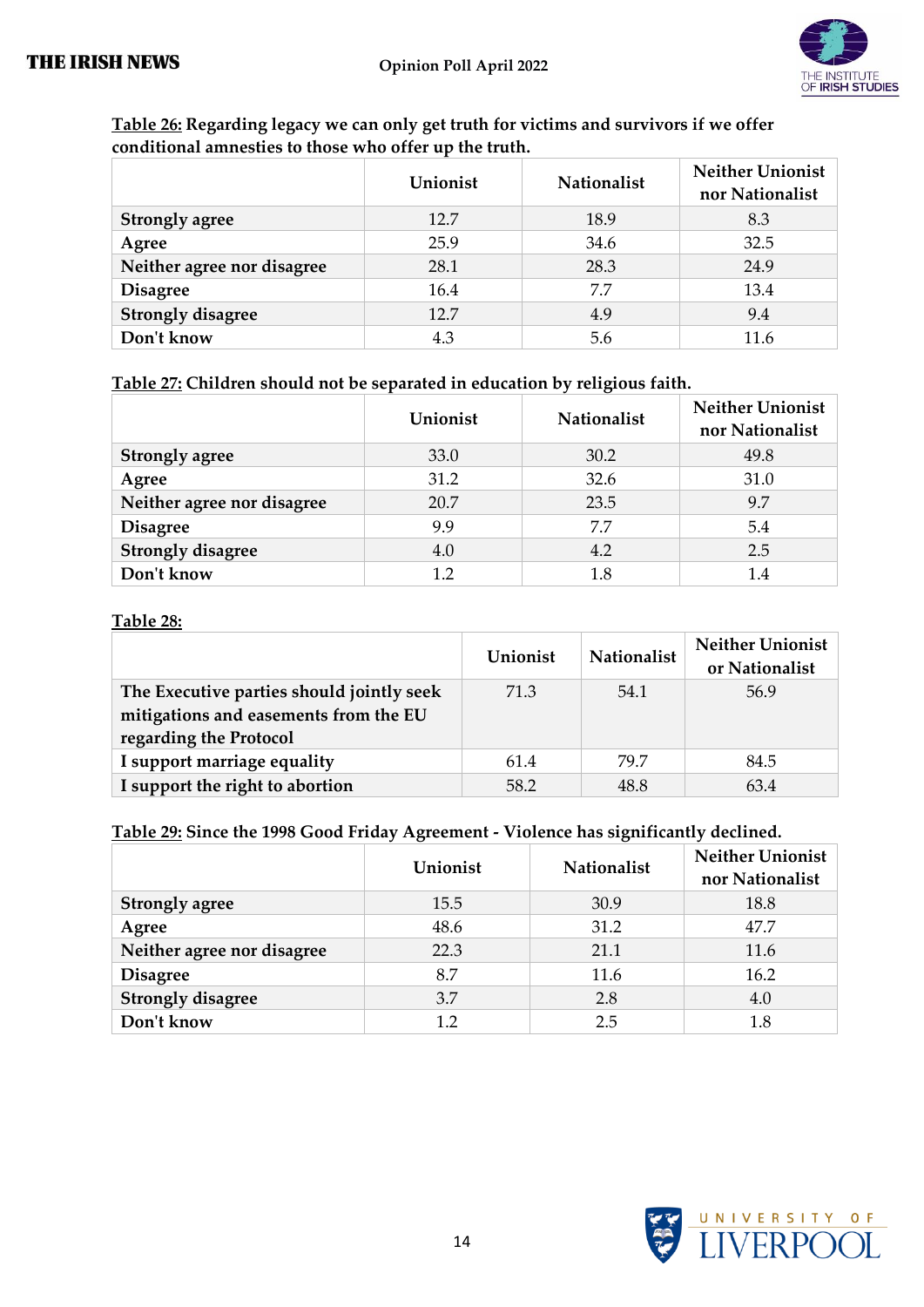**Table 26: Regarding legacy we can only get truth for victims and survivors if we offer conditional amnesties to those who offer up the truth.**

| | Unionist | Nationalist | Neither Unionist nor Nationalist |
|---|---|---|---|
| **Strongly agree** | 12.7 | 18.9 | 8.3 |
| **Agree** | 25.9 | 34.6 | 32.5 |
| **Neither agree nor disagree** | 28.1 | 28.3 | 24.9 |
| **Disagree** | 16.4 | 7.7 | 13.4 |
| **Strongly disagree** | 12.7 | 4.9 | 9.4 |
| **Don't know** | 4.3 | 5.6 | 11.6 |

**Table 27: Children should not be separated in education by religious faith.**

| | Unionist | Nationalist | Neither Unionist nor Nationalist |
|---|---|---|---|
| **Strongly agree** | 33.0 | 30.2 | 49.8 |
| **Agree** | 31.2 | 32.6 | 31.0 |
| **Neither agree nor disagree** | 20.7 | 23.5 | 9.7 |
| **Disagree** | 9.9 | 7.7 | 5.4 |
| **Strongly disagree** | 4.0 | 4.2 | 2.5 |
| **Don't know** | 1.2 | 1.8 | 1.4 |

**Table 28:**

| | Unionist | Nationalist | Neither Unionist or Nationalist |
|---|---|---|---|
| **The Executive parties should jointly seek mitigations and easements from the EU regarding the Protocol** | 71.3 | 54.1 | 56.9 |
| **I support marriage equality** | 61.4 | 79.7 | 84.5 |
| **I support the right to abortion** | 58.2 | 48.8 | 63.4 |

**Table 29: Since the 1998 Good Friday Agreement - Violence has significantly declined.**

| | Unionist | Nationalist | Neither Unionist nor Nationalist |
|---|---|---|---|
| **Strongly agree** | 15.5 | 30.9 | 18.8 |
| **Agree** | 48.6 | 31.2 | 47.7 |
| **Neither agree nor disagree** | 22.3 | 21.1 | 11.6 |
| **Disagree** | 8.7 | 11.6 | 16.2 |
| **Strongly disagree** | 3.7 | 2.8 | 4.0 |
| **Don't know** | 1.2 | 2.5 | 1.8 |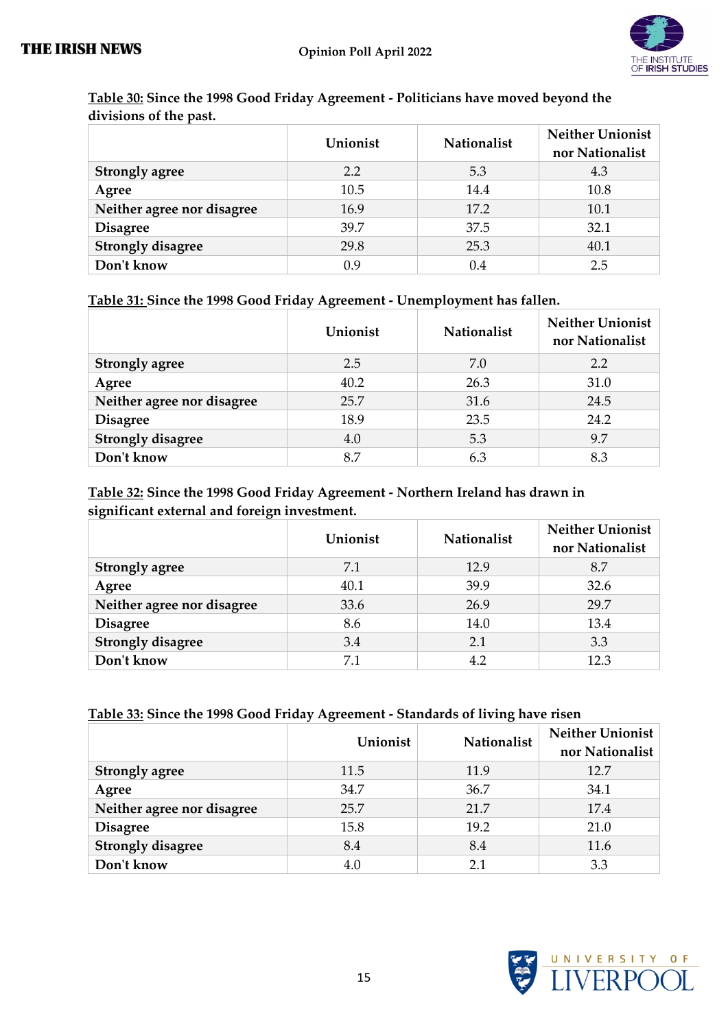**Table 30: Since the 1998 Good Friday Agreement - Politicians have moved beyond the divisions of the past.**

| | Unionist | Nationalist | Neither Unionist nor Nationalist |
|---|---|---|---|
| **Strongly agree** | 2.2 | 5.3 | 4.3 |
| **Agree** | 10.5 | 14.4 | 10.8 |
| **Neither agree nor disagree** | 16.9 | 17.2 | 10.1 |
| **Disagree** | 39.7 | 37.5 | 32.1 |
| **Strongly disagree** | 29.8 | 25.3 | 40.1 |
| **Don't know** | 0.9 | 0.4 | 2.5 |

**Table 31: Since the 1998 Good Friday Agreement - Unemployment has fallen.**

| | Unionist | Nationalist | Neither Unionist nor Nationalist |
|---|---|---|---|
| **Strongly agree** | 2.5 | 7.0 | 2.2 |
| **Agree** | 40.2 | 26.3 | 31.0 |
| **Neither agree nor disagree** | 25.7 | 31.6 | 24.5 |
| **Disagree** | 18.9 | 23.5 | 24.2 |
| **Strongly disagree** | 4.0 | 5.3 | 9.7 |
| **Don't know** | 8.7 | 6.3 | 8.3 |

**Table 32: Since the 1998 Good Friday Agreement - Northern Ireland has drawn in significant external and foreign investment.**

| | Unionist | Nationalist | Neither Unionist nor Nationalist |
|---|---|---|---|
| **Strongly agree** | 7.1 | 12.9 | 8.7 |
| **Agree** | 40.1 | 39.9 | 32.6 |
| **Neither agree nor disagree** | 33.6 | 26.9 | 29.7 |
| **Disagree** | 8.6 | 14.0 | 13.4 |
| **Strongly disagree** | 3.4 | 2.1 | 3.3 |
| **Don't know** | 7.1 | 4.2 | 12.3 |

**Table 33: Since the 1998 Good Friday Agreement - Standards of living have risen**

| | Unionist | Nationalist | Neither Unionist nor Nationalist |
|---|---|---|---|
| **Strongly agree** | 11.5 | 11.9 | 12.7 |
| **Agree** | 34.7 | 36.7 | 34.1 |
| **Neither agree nor disagree** | 25.7 | 21.7 | 17.4 |
| **Disagree** | 15.8 | 19.2 | 21.0 |
| **Strongly disagree** | 8.4 | 8.4 | 11.6 |
| **Don't know** | 4.0 | 2.1 | 3.3 |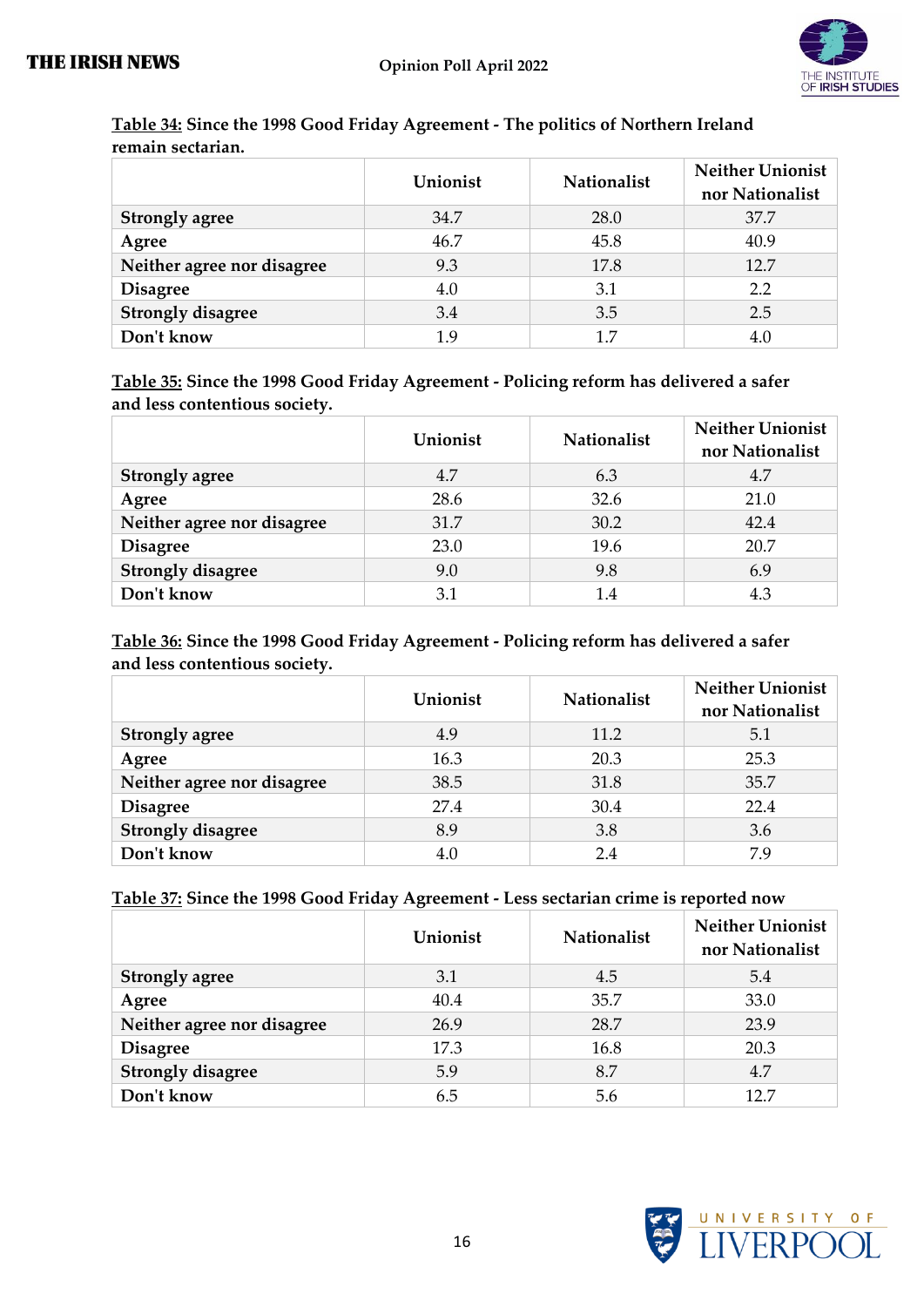**Table 34: Since the 1998 Good Friday Agreement - The politics of Northern Ireland remain sectarian.**

| | Unionist | Nationalist | Neither Unionist nor Nationalist |
|---|---|---|---|
| **Strongly agree** | 34.7 | 28.0 | 37.7 |
| **Agree** | 46.7 | 45.8 | 40.9 |
| **Neither agree nor disagree** | 9.3 | 17.8 | 12.7 |
| **Disagree** | 4.0 | 3.1 | 2.2 |
| **Strongly disagree** | 3.4 | 3.5 | 2.5 |
| **Don't know** | 1.9 | 1.7 | 4.0 |

**Table 35: Since the 1998 Good Friday Agreement - Policing reform has delivered a safer and less contentious society.**

| | Unionist | Nationalist | Neither Unionist nor Nationalist |
|---|---|---|---|
| **Strongly agree** | 4.7 | 6.3 | 4.7 |
| **Agree** | 28.6 | 32.6 | 21.0 |
| **Neither agree nor disagree** | 31.7 | 30.2 | 42.4 |
| **Disagree** | 23.0 | 19.6 | 20.7 |
| **Strongly disagree** | 9.0 | 9.8 | 6.9 |
| **Don't know** | 3.1 | 1.4 | 4.3 |

**Table 36: Since the 1998 Good Friday Agreement - Policing reform has delivered a safer and less contentious society.**

| | Unionist | Nationalist | Neither Unionist nor Nationalist |
|---|---|---|---|
| **Strongly agree** | 4.9 | 11.2 | 5.1 |
| **Agree** | 16.3 | 20.3 | 25.3 |
| **Neither agree nor disagree** | 38.5 | 31.8 | 35.7 |
| **Disagree** | 27.4 | 30.4 | 22.4 |
| **Strongly disagree** | 8.9 | 3.8 | 3.6 |
| **Don't know** | 4.0 | 2.4 | 7.9 |

**Table 37: Since the 1998 Good Friday Agreement - Less sectarian crime is reported now**

| | Unionist | Nationalist | Neither Unionist nor Nationalist |
|---|---|---|---|
| **Strongly agree** | 3.1 | 4.5 | 5.4 |
| **Agree** | 40.4 | 35.7 | 33.0 |
| **Neither agree nor disagree** | 26.9 | 28.7 | 23.9 |
| **Disagree** | 17.3 | 16.8 | 20.3 |
| **Strongly disagree** | 5.9 | 8.7 | 4.7 |
| **Don't know** | 6.5 | 5.6 | 12.7 |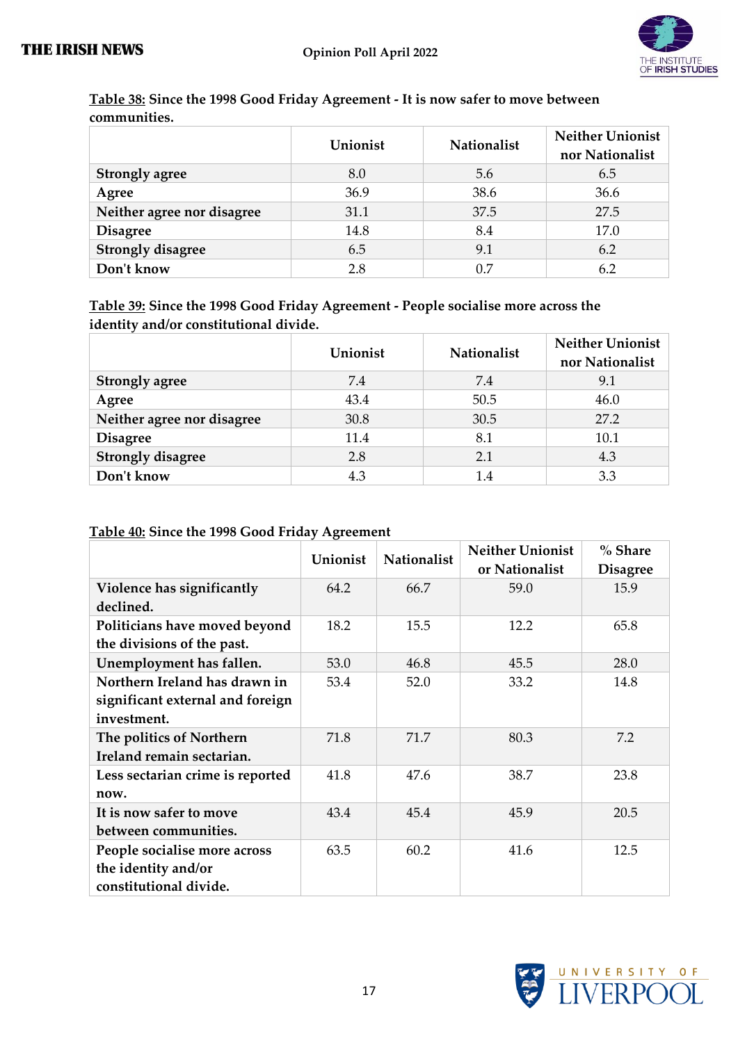**Table 38:** Since the 1998 Good Friday Agreement - It is now safer to move between communities.

| | Unionist | Nationalist | Neither Unionist nor Nationalist |
|---|---|---|---|
| **Strongly agree** | 8.0 | 5.6 | 6.5 |
| **Agree** | 36.9 | 38.6 | 36.6 |
| **Neither agree nor disagree** | 31.1 | 37.5 | 27.5 |
| **Disagree** | 14.8 | 8.4 | 17.0 |
| **Strongly disagree** | 6.5 | 9.1 | 6.2 |
| **Don't know** | 2.8 | 0.7 | 6.2 |

**Table 39:** Since the 1998 Good Friday Agreement - People socialise more across the identity and/or constitutional divide.

| | Unionist | Nationalist | Neither Unionist nor Nationalist |
|---|---|---|---|
| **Strongly agree** | 7.4 | 7.4 | 9.1 |
| **Agree** | 43.4 | 50.5 | 46.0 |
| **Neither agree nor disagree** | 30.8 | 30.5 | 27.2 |
| **Disagree** | 11.4 | 8.1 | 10.1 |
| **Strongly disagree** | 2.8 | 2.1 | 4.3 |
| **Don't know** | 4.3 | 1.4 | 3.3 |

**Table 40:** Since the 1998 Good Friday Agreement

| | Unionist | Nationalist | Neither Unionist or Nationalist | % Share Disagree |
|---|---|---|---|---|
| **Violence has significantly declined.** | 64.2 | 66.7 | 59.0 | 15.9 |
| **Politicians have moved beyond the divisions of the past.** | 18.2 | 15.5 | 12.2 | 65.8 |
| **Unemployment has fallen.** | 53.0 | 46.8 | 45.5 | 28.0 |
| **Northern Ireland has drawn in significant external and foreign investment.** | 53.4 | 52.0 | 33.2 | 14.8 |
| **The politics of Northern Ireland remain sectarian.** | 71.8 | 71.7 | 80.3 | 7.2 |
| **Less sectarian crime is reported now.** | 41.8 | 47.6 | 38.7 | 23.8 |
| **It is now safer to move between communities.** | 43.4 | 45.4 | 45.9 | 20.5 |
| **People socialise more across the identity and/or constitutional divide.** | 63.5 | 60.2 | 41.6 | 12.5 |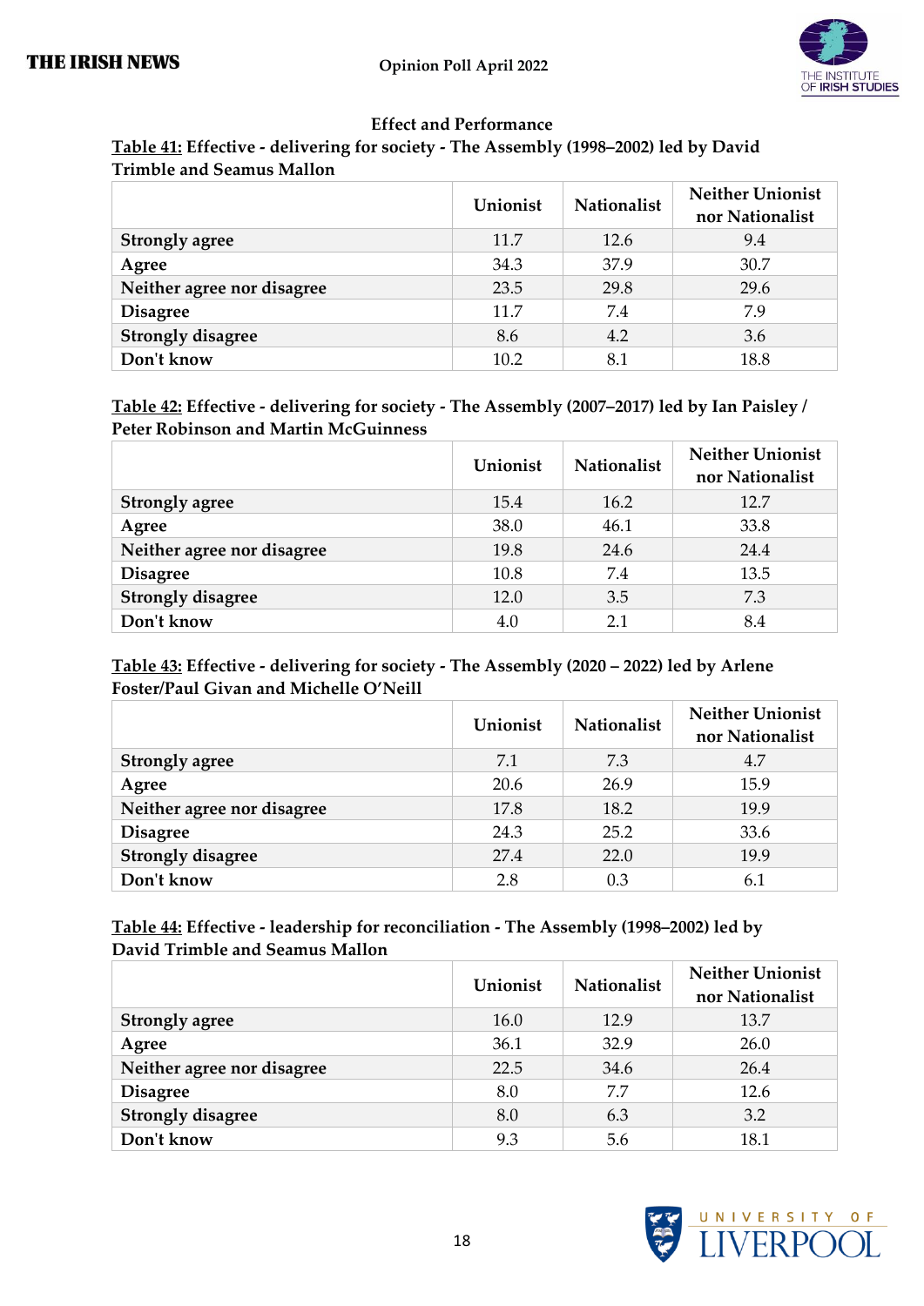## Effect and Performance

**Table 41: Effective - delivering for society - The Assembly (1998–2002) led by David Trimble and Seamus Mallon**

| | Unionist | Nationalist | Neither Unionist nor Nationalist |
|---|---|---|---|
| **Strongly agree** | 11.7 | 12.6 | 9.4 |
| **Agree** | 34.3 | 37.9 | 30.7 |
| **Neither agree nor disagree** | 23.5 | 29.8 | 29.6 |
| **Disagree** | 11.7 | 7.4 | 7.9 |
| **Strongly disagree** | 8.6 | 4.2 | 3.6 |
| **Don't know** | 10.2 | 8.1 | 18.8 |

**Table 42: Effective - delivering for society - The Assembly (2007–2017) led by Ian Paisley / Peter Robinson and Martin McGuinness**

| | Unionist | Nationalist | Neither Unionist nor Nationalist |
|---|---|---|---|
| **Strongly agree** | 15.4 | 16.2 | 12.7 |
| **Agree** | 38.0 | 46.1 | 33.8 |
| **Neither agree nor disagree** | 19.8 | 24.6 | 24.4 |
| **Disagree** | 10.8 | 7.4 | 13.5 |
| **Strongly disagree** | 12.0 | 3.5 | 7.3 |
| **Don't know** | 4.0 | 2.1 | 8.4 |

**Table 43: Effective - delivering for society - The Assembly (2020 – 2022) led by Arlene Foster/Paul Givan and Michelle O'Neill**

| | Unionist | Nationalist | Neither Unionist nor Nationalist |
|---|---|---|---|
| **Strongly agree** | 7.1 | 7.3 | 4.7 |
| **Agree** | 20.6 | 26.9 | 15.9 |
| **Neither agree nor disagree** | 17.8 | 18.2 | 19.9 |
| **Disagree** | 24.3 | 25.2 | 33.6 |
| **Strongly disagree** | 27.4 | 22.0 | 19.9 |
| **Don't know** | 2.8 | 0.3 | 6.1 |

**Table 44: Effective - leadership for reconciliation - The Assembly (1998–2002) led by David Trimble and Seamus Mallon**

| | Unionist | Nationalist | Neither Unionist nor Nationalist |
|---|---|---|---|
| **Strongly agree** | 16.0 | 12.9 | 13.7 |
| **Agree** | 36.1 | 32.9 | 26.0 |
| **Neither agree nor disagree** | 22.5 | 34.6 | 26.4 |
| **Disagree** | 8.0 | 7.7 | 12.6 |
| **Strongly disagree** | 8.0 | 6.3 | 3.2 |
| **Don't know** | 9.3 | 5.6 | 18.1 |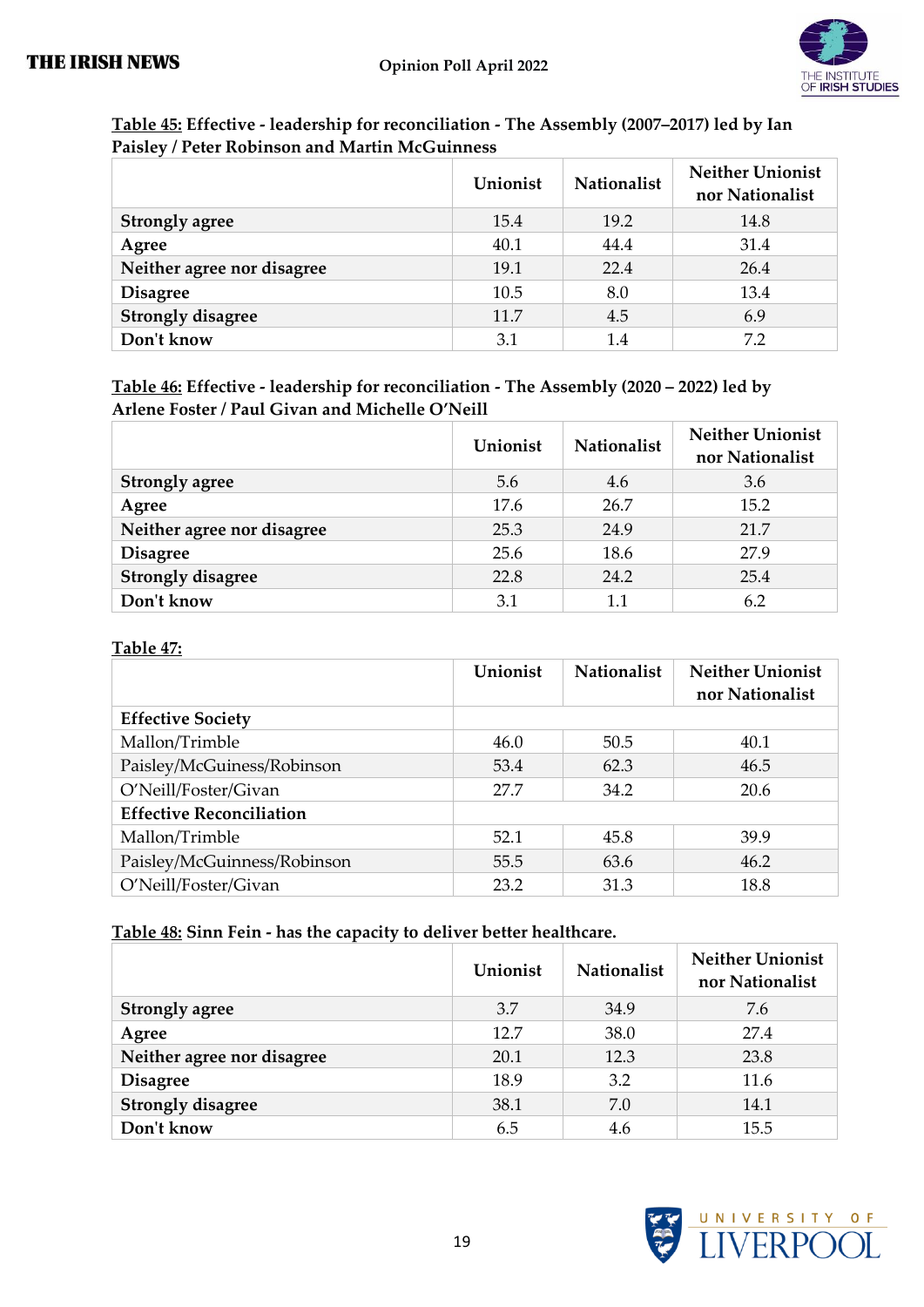**Table 45:** Effective - leadership for reconciliation - The Assembly (2007–2017) led by Ian Paisley / Peter Robinson and Martin McGuinness

| | Unionist | Nationalist | Neither Unionist nor Nationalist |
|---|---|---|---|
| **Strongly agree** | 15.4 | 19.2 | 14.8 |
| **Agree** | 40.1 | 44.4 | 31.4 |
| **Neither agree nor disagree** | 19.1 | 22.4 | 26.4 |
| **Disagree** | 10.5 | 8.0 | 13.4 |
| **Strongly disagree** | 11.7 | 4.5 | 6.9 |
| **Don't know** | 3.1 | 1.4 | 7.2 |

**Table 46:** Effective - leadership for reconciliation - The Assembly (2020 – 2022) led by Arlene Foster / Paul Givan and Michelle O'Neill

| | Unionist | Nationalist | Neither Unionist nor Nationalist |
|---|---|---|---|
| **Strongly agree** | 5.6 | 4.6 | 3.6 |
| **Agree** | 17.6 | 26.7 | 15.2 |
| **Neither agree nor disagree** | 25.3 | 24.9 | 21.7 |
| **Disagree** | 25.6 | 18.6 | 27.9 |
| **Strongly disagree** | 22.8 | 24.2 | 25.4 |
| **Don't know** | 3.1 | 1.1 | 6.2 |

**Table 47:**

| | Unionist | Nationalist | Neither Unionist nor Nationalist |
|---|---|---|---|
| **Effective Society** | | | |
| Mallon/Trimble | 46.0 | 50.5 | 40.1 |
| Paisley/McGuiness/Robinson | 53.4 | 62.3 | 46.5 |
| O'Neill/Foster/Givan | 27.7 | 34.2 | 20.6 |
| **Effective Reconciliation** | | | |
| Mallon/Trimble | 52.1 | 45.8 | 39.9 |
| Paisley/McGuinness/Robinson | 55.5 | 63.6 | 46.2 |
| O'Neill/Foster/Givan | 23.2 | 31.3 | 18.8 |

**Table 48:** Sinn Fein - has the capacity to deliver better healthcare.

| | Unionist | Nationalist | Neither Unionist nor Nationalist |
|---|---|---|---|
| **Strongly agree** | 3.7 | 34.9 | 7.6 |
| **Agree** | 12.7 | 38.0 | 27.4 |
| **Neither agree nor disagree** | 20.1 | 12.3 | 23.8 |
| **Disagree** | 18.9 | 3.2 | 11.6 |
| **Strongly disagree** | 38.1 | 7.0 | 14.1 |
| **Don't know** | 6.5 | 4.6 | 15.5 |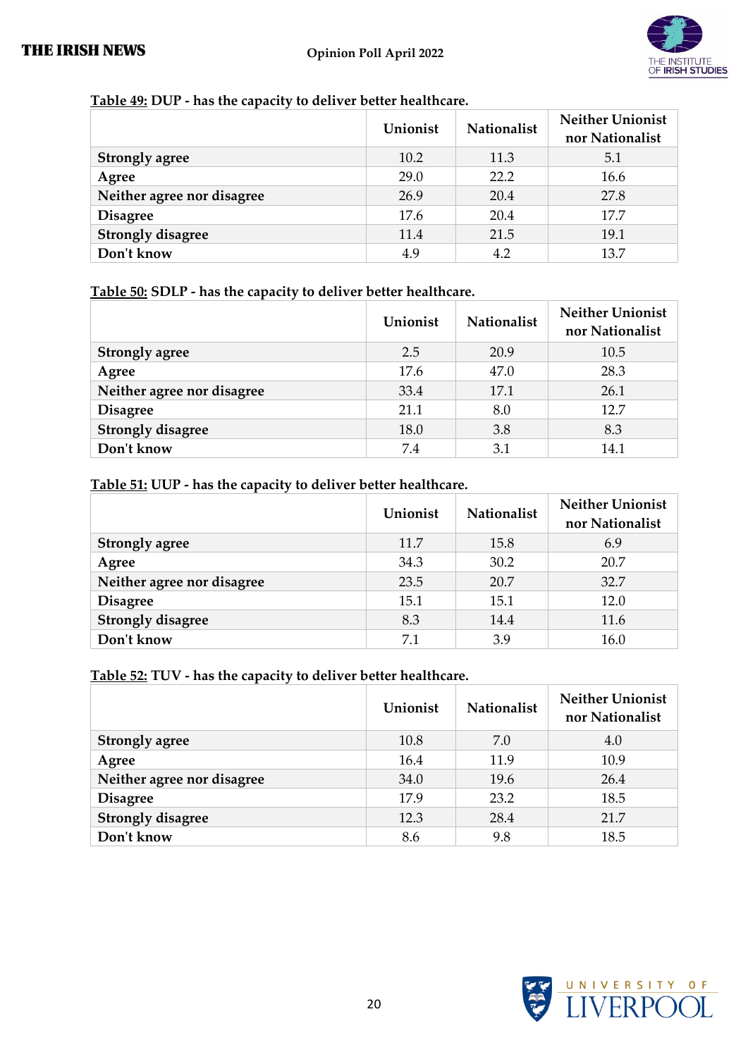**Table 49: DUP - has the capacity to deliver better healthcare.**

| | Unionist | Nationalist | Neither Unionist nor Nationalist |
|---|---|---|---|
| **Strongly agree** | 10.2 | 11.3 | 5.1 |
| **Agree** | 29.0 | 22.2 | 16.6 |
| **Neither agree nor disagree** | 26.9 | 20.4 | 27.8 |
| **Disagree** | 17.6 | 20.4 | 17.7 |
| **Strongly disagree** | 11.4 | 21.5 | 19.1 |
| **Don't know** | 4.9 | 4.2 | 13.7 |

**Table 50: SDLP - has the capacity to deliver better healthcare.**

| | Unionist | Nationalist | Neither Unionist nor Nationalist |
|---|---|---|---|
| **Strongly agree** | 2.5 | 20.9 | 10.5 |
| **Agree** | 17.6 | 47.0 | 28.3 |
| **Neither agree nor disagree** | 33.4 | 17.1 | 26.1 |
| **Disagree** | 21.1 | 8.0 | 12.7 |
| **Strongly disagree** | 18.0 | 3.8 | 8.3 |
| **Don't know** | 7.4 | 3.1 | 14.1 |

**Table 51: UUP - has the capacity to deliver better healthcare.**

| | Unionist | Nationalist | Neither Unionist nor Nationalist |
|---|---|---|---|
| **Strongly agree** | 11.7 | 15.8 | 6.9 |
| **Agree** | 34.3 | 30.2 | 20.7 |
| **Neither agree nor disagree** | 23.5 | 20.7 | 32.7 |
| **Disagree** | 15.1 | 15.1 | 12.0 |
| **Strongly disagree** | 8.3 | 14.4 | 11.6 |
| **Don't know** | 7.1 | 3.9 | 16.0 |

**Table 52: TUV - has the capacity to deliver better healthcare.**

| | Unionist | Nationalist | Neither Unionist nor Nationalist |
|---|---|---|---|
| **Strongly agree** | 10.8 | 7.0 | 4.0 |
| **Agree** | 16.4 | 11.9 | 10.9 |
| **Neither agree nor disagree** | 34.0 | 19.6 | 26.4 |
| **Disagree** | 17.9 | 23.2 | 18.5 |
| **Strongly disagree** | 12.3 | 28.4 | 21.7 |
| **Don't know** | 8.6 | 9.8 | 18.5 |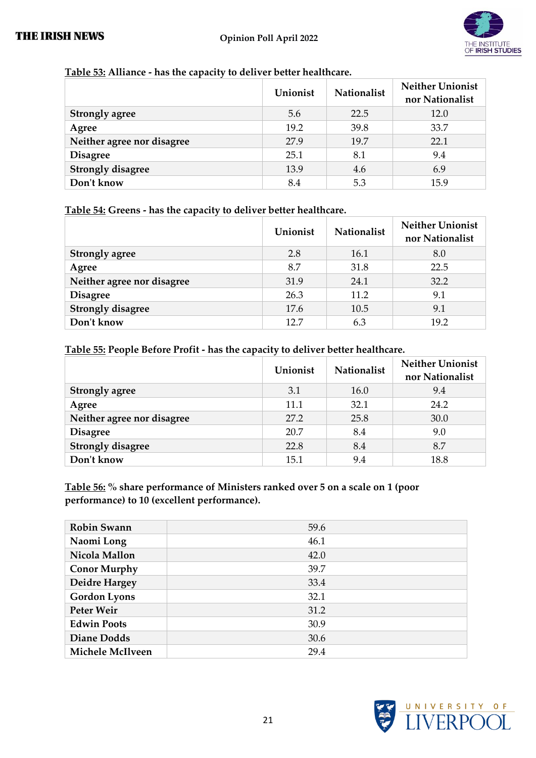**Table 53:** Alliance - has the capacity to deliver better healthcare.

| | Unionist | Nationalist | Neither Unionist nor Nationalist |
|---|---|---|---|
| Strongly agree | 5.6 | 22.5 | 12.0 |
| Agree | 19.2 | 39.8 | 33.7 |
| Neither agree nor disagree | 27.9 | 19.7 | 22.1 |
| Disagree | 25.1 | 8.1 | 9.4 |
| Strongly disagree | 13.9 | 4.6 | 6.9 |
| Don't know | 8.4 | 5.3 | 15.9 |

**Table 54:** Greens - has the capacity to deliver better healthcare.

| | Unionist | Nationalist | Neither Unionist nor Nationalist |
|---|---|---|---|
| Strongly agree | 2.8 | 16.1 | 8.0 |
| Agree | 8.7 | 31.8 | 22.5 |
| Neither agree nor disagree | 31.9 | 24.1 | 32.2 |
| Disagree | 26.3 | 11.2 | 9.1 |
| Strongly disagree | 17.6 | 10.5 | 9.1 |
| Don't know | 12.7 | 6.3 | 19.2 |

**Table 55:** People Before Profit - has the capacity to deliver better healthcare.

| | Unionist | Nationalist | Neither Unionist nor Nationalist |
|---|---|---|---|
| Strongly agree | 3.1 | 16.0 | 9.4 |
| Agree | 11.1 | 32.1 | 24.2 |
| Neither agree nor disagree | 27.2 | 25.8 | 30.0 |
| Disagree | 20.7 | 8.4 | 9.0 |
| Strongly disagree | 22.8 | 8.4 | 8.7 |
| Don't know | 15.1 | 9.4 | 18.8 |

**Table 56:** % share performance of Ministers ranked over 5 on a scale on 1 (poor performance) to 10 (excellent performance).

| | |
|---|---|
| Robin Swann | 59.6 |
| Naomi Long | 46.1 |
| Nicola Mallon | 42.0 |
| Conor Murphy | 39.7 |
| Deidre Hargey | 33.4 |
| Gordon Lyons | 32.1 |
| Peter Weir | 31.2 |
| Edwin Poots | 30.9 |
| Diane Dodds | 30.6 |
| Michele McIlveen | 29.4 |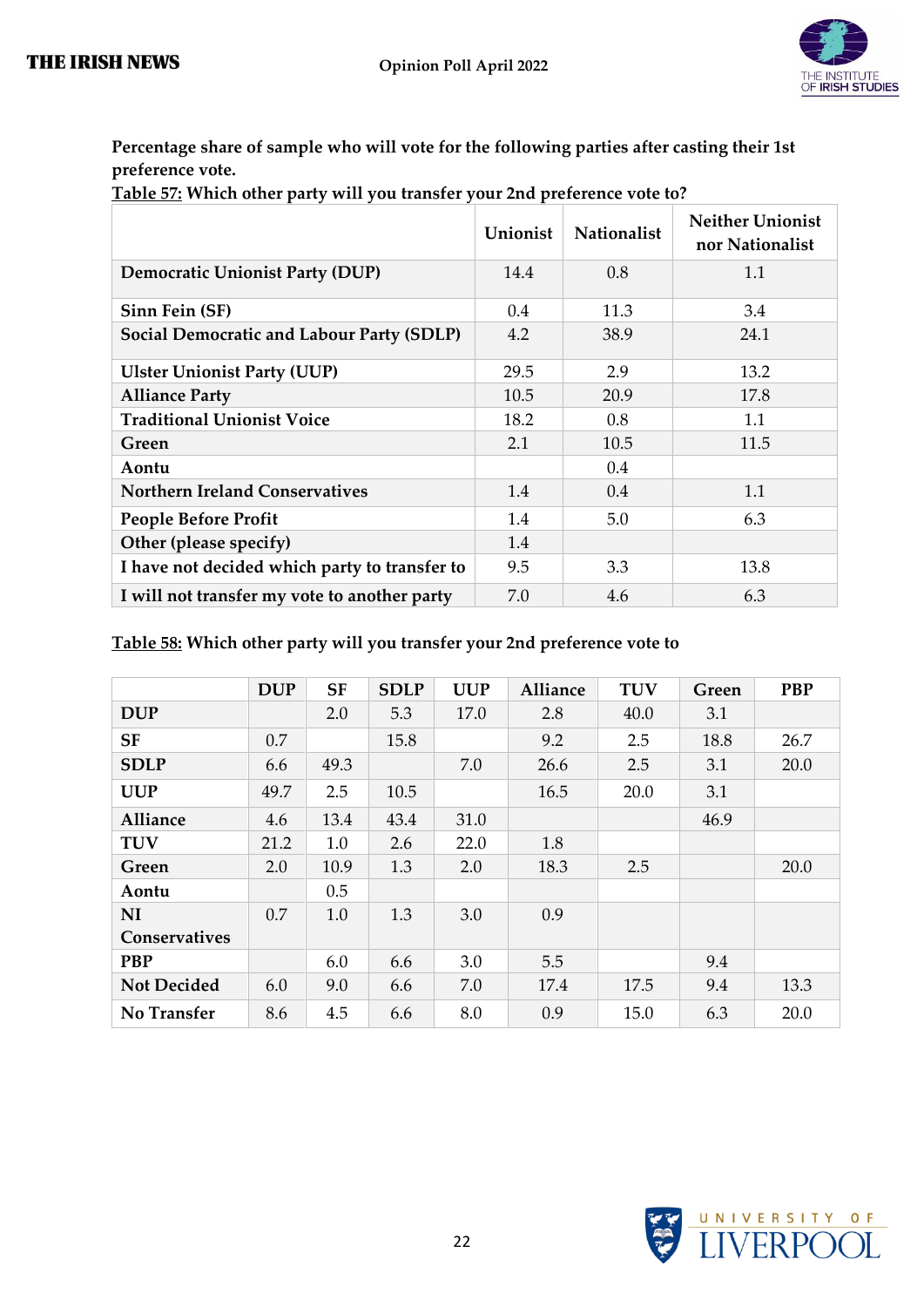**Percentage share of sample who will vote for the following parties after casting their 1st preference vote.**

**Table 57: Which other party will you transfer your 2nd preference vote to?**

| | Unionist | Nationalist | Neither Unionist nor Nationalist |
|---|---|---|---|
| **Democratic Unionist Party (DUP)** | 14.4 | 0.8 | 1.1 |
| **Sinn Fein (SF)** | 0.4 | 11.3 | 3.4 |
| **Social Democratic and Labour Party (SDLP)** | 4.2 | 38.9 | 24.1 |
| **Ulster Unionist Party (UUP)** | 29.5 | 2.9 | 13.2 |
| **Alliance Party** | 10.5 | 20.9 | 17.8 |
| **Traditional Unionist Voice** | 18.2 | 0.8 | 1.1 |
| **Green** | 2.1 | 10.5 | 11.5 |
| **Aontu** | | 0.4 | |
| **Northern Ireland Conservatives** | 1.4 | 0.4 | 1.1 |
| **People Before Profit** | 1.4 | 5.0 | 6.3 |
| **Other (please specify)** | 1.4 | | |
| **I have not decided which party to transfer to** | 9.5 | 3.3 | 13.8 |
| **I will not transfer my vote to another party** | 7.0 | 4.6 | 6.3 |

**Table 58: Which other party will you transfer your 2nd preference vote to**

| | DUP | SF | SDLP | UUP | Alliance | TUV | Green | PBP |
|---|---|---|---|---|---|---|---|---|
| **DUP** | | 2.0 | 5.3 | 17.0 | 2.8 | 40.0 | 3.1 | |
| **SF** | 0.7 | | 15.8 | | 9.2 | 2.5 | 18.8 | 26.7 |
| **SDLP** | 6.6 | 49.3 | | 7.0 | 26.6 | 2.5 | 3.1 | 20.0 |
| **UUP** | 49.7 | 2.5 | 10.5 | | 16.5 | 20.0 | 3.1 | |
| **Alliance** | 4.6 | 13.4 | 43.4 | 31.0 | | | 46.9 | |
| **TUV** | 21.2 | 1.0 | 2.6 | 22.0 | 1.8 | | | |
| **Green** | 2.0 | 10.9 | 1.3 | 2.0 | 18.3 | 2.5 | | 20.0 |
| **Aontu** | | 0.5 | | | | | | |
| **NI Conservatives** | 0.7 | 1.0 | 1.3 | 3.0 | 0.9 | | | |
| **PBP** | | 6.0 | 6.6 | 3.0 | 5.5 | | 9.4 | |
| **Not Decided** | 6.0 | 9.0 | 6.6 | 7.0 | 17.4 | 17.5 | 9.4 | 13.3 |
| **No Transfer** | 8.6 | 4.5 | 6.6 | 8.0 | 0.9 | 15.0 | 6.3 | 20.0 |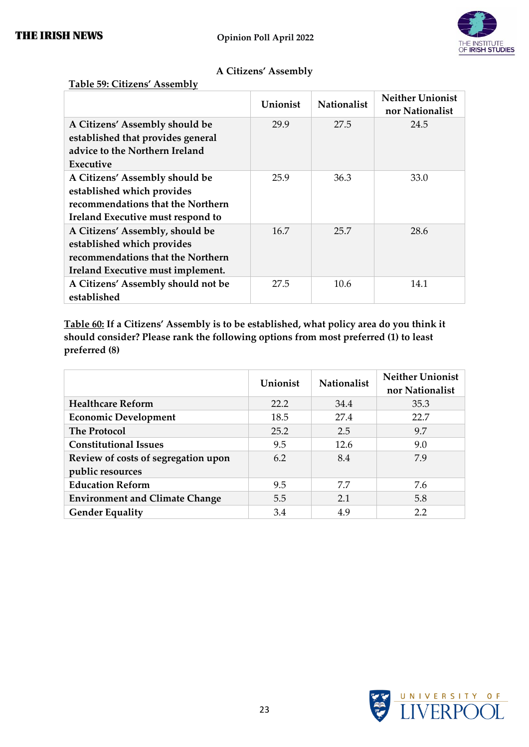## A Citizens' Assembly

**Table 59: Citizens' Assembly**

| | Unionist | Nationalist | Neither Unionist nor Nationalist |
|---|---|---|---|
| **A Citizens' Assembly should be established that provides general advice to the Northern Ireland Executive** | 29.9 | 27.5 | 24.5 |
| **A Citizens' Assembly should be established which provides recommendations that the Northern Ireland Executive must respond to** | 25.9 | 36.3 | 33.0 |
| **A Citizens' Assembly, should be established which provides recommendations that the Northern Ireland Executive must implement.** | 16.7 | 25.7 | 28.6 |
| **A Citizens' Assembly should not be established** | 27.5 | 10.6 | 14.1 |

**Table 60: If a Citizens' Assembly is to be established, what policy area do you think it should consider? Please rank the following options from most preferred (1) to least preferred (8)**

| | Unionist | Nationalist | Neither Unionist nor Nationalist |
|---|---|---|---|
| **Healthcare Reform** | 22.2 | 34.4 | 35.3 |
| **Economic Development** | 18.5 | 27.4 | 22.7 |
| **The Protocol** | 25.2 | 2.5 | 9.7 |
| **Constitutional Issues** | 9.5 | 12.6 | 9.0 |
| **Review of costs of segregation upon public resources** | 6.2 | 8.4 | 7.9 |
| **Education Reform** | 9.5 | 7.7 | 7.6 |
| **Environment and Climate Change** | 5.5 | 2.1 | 5.8 |
| **Gender Equality** | 3.4 | 4.9 | 2.2 |